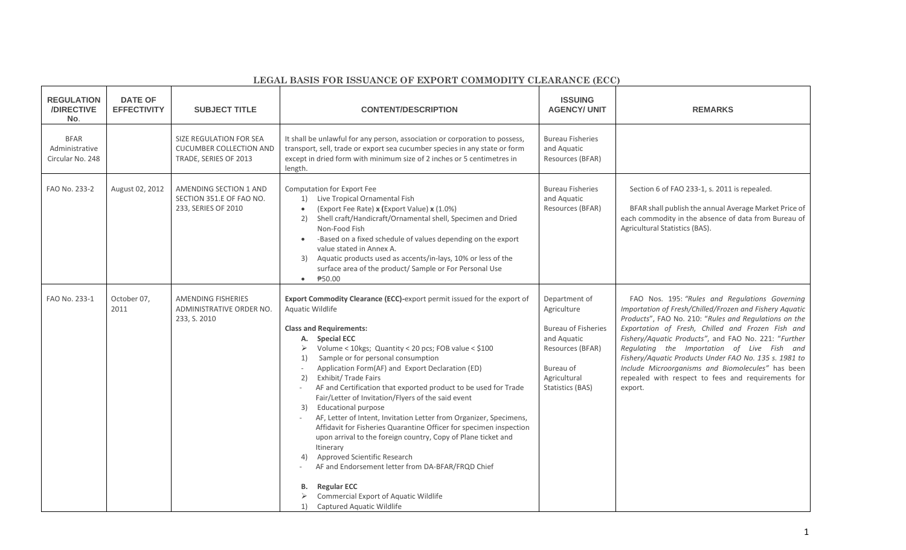# LEGAL BASIS FOR ISSUANCE OF EXPORT COMMODITY CLEARANCE (ECC)

| REGULATION /DIRECTIVE No. | DATE OF EFFECTIVITY | SUBJECT TITLE | CONTENT/DESCRIPTION | ISSUING AGENCY/ UNIT | REMARKS |
|---|---|---|---|---|---|
| BFAR Administrative Circular No. 248 | | SIZE REGULATION FOR SEA CUCUMBER COLLECTION AND TRADE, SERIES OF 2013 | It shall be unlawful for any person, association or corporation to possess, transport, sell, trade or export sea cucumber species in any state or form except in dried form with minimum size of 2 inches or 5 centimetres in length. | Bureau Fisheries and Aquatic Resources (BFAR) | |
| FAO No. 233-2 | August 02, 2012 | AMENDING SECTION 1 AND SECTION 351.E OF FAO NO. 233, SERIES OF 2010 | Computation for Export Fee<br>1) Live Tropical Ornamental Fish<br>• (Export Fee Rate) **x** **(**Export Value) **x** (1.0%)<br>2) Shell craft/Handicraft/Ornamental shell, Specimen and Dried Non-Food Fish<br>• -Based on a fixed schedule of values depending on the export value stated in Annex A.<br>3) Aquatic products used as accents/in-lays, 10% or less of the surface area of the product/ Sample or For Personal Use<br>• ₱50.00 | Bureau Fisheries and Aquatic Resources (BFAR) | Section 6 of FAO 233-1, s. 2011 is repealed.<br><br>BFAR shall publish the annual Average Market Price of each commodity in the absence of data from Bureau of Agricultural Statistics (BAS). |
| FAO No. 233-1 | October 07, 2011 | AMENDING FISHERIES ADMINISTRATIVE ORDER NO. 233, S. 2010 | **Export Commodity Clearance (ECC)**-export permit issued for the export of Aquatic Wildlife<br><br>**Class and Requirements:**<br>**A. Special ECC**<br>➢ Volume < 10kgs; Quantity < 20 pcs; FOB value < $100<br>1) Sample or for personal consumption<br>- Application Form(AF) and Export Declaration (ED)<br>2) Exhibit/ Trade Fairs<br>- AF and Certification that exported product to be used for Trade Fair/Letter of Invitation/Flyers of the said event<br>3) Educational purpose<br>- AF, Letter of Intent, Invitation Letter from Organizer, Specimens, Affidavit for Fisheries Quarantine Officer for specimen inspection upon arrival to the foreign country, Copy of Plane ticket and Itinerary<br>4) Approved Scientific Research<br>- AF and Endorsement letter from DA-BFAR/FRQD Chief<br><br>**B. Regular ECC**<br>➢ Commercial Export of Aquatic Wildlife<br>1) Captured Aquatic Wildlife | Department of Agriculture<br><br>Bureau of Fisheries and Aquatic Resources (BFAR)<br><br>Bureau of Agricultural Statistics (BAS) | FAO Nos. 195: *"Rules and Regulations Governing Importation of Fresh/Chilled/Frozen and Fishery Aquatic Products"*, FAO No. 210: *"Rules and Regulations on the Exportation of Fresh, Chilled and Frozen Fish and Fishery/Aquatic Products"*, and FAO No. 221: *"Further Regulating the Importation of Live Fish and Fishery/Aquatic Products Under FAO No. 135 s. 1981 to Include Microorganisms and Biomolecules"* has been repealed with respect to fees and requirements for export. |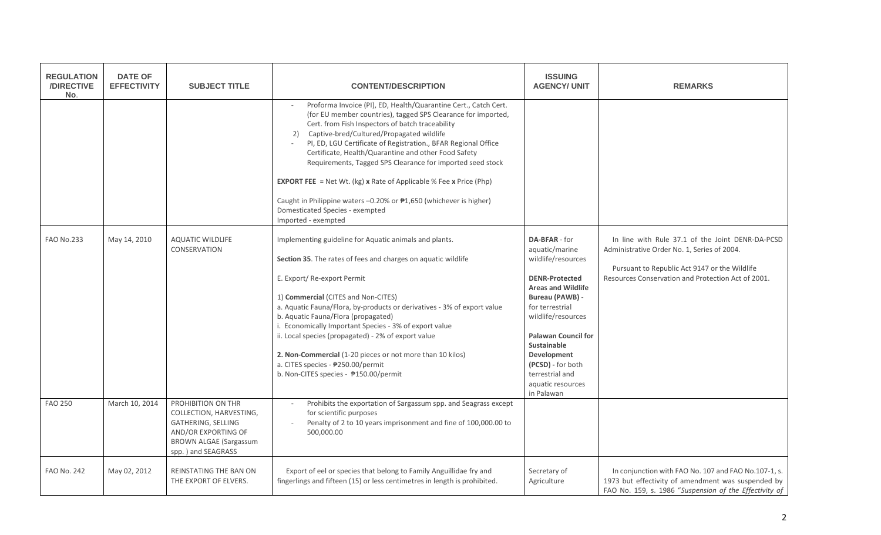| REGULATION /DIRECTIVE No. | DATE OF EFFECTIVITY | SUBJECT TITLE | CONTENT/DESCRIPTION | ISSUING AGENCY/ UNIT | REMARKS |
|---|---|---|---|---|---|
| | | | - Proforma Invoice (PI), ED, Health/Quarantine Cert., Catch Cert. (for EU member countries), tagged SPS Clearance for imported, Cert. from Fish Inspectors of batch traceability<br>2) Captive-bred/Cultured/Propagated wildlife<br>- PI, ED, LGU Certificate of Registration., BFAR Regional Office Certificate, Health/Quarantine and other Food Safety Requirements, Tagged SPS Clearance for imported seed stock<br><br>**EXPORT FEE** = Net Wt. (kg) **x** Rate of Applicable % Fee **x** Price (Php)<br><br>Caught in Philippine waters –0.20% or ₱1,650 (whichever is higher)<br>Domesticated Species - exempted<br>Imported - exempted | | |
| FAO No.233 | May 14, 2010 | AQUATIC WILDLIFE CONSERVATION | Implementing guideline for Aquatic animals and plants.<br><br>**Section 35**. The rates of fees and charges on aquatic wildlife<br><br>E. Export/ Re-export Permit<br><br>1) **Commercial** (CITES and Non-CITES)<br>a. Aquatic Fauna/Flora, by-products or derivatives - 3% of export value<br>b. Aquatic Fauna/Flora (propagated)<br>i. Economically Important Species - 3% of export value<br>ii. Local species (propagated) - 2% of export value<br><br>**2. Non-Commercial** (1-20 pieces or not more than 10 kilos)<br>a. CITES species - ₱250.00/permit<br>b. Non-CITES species - ₱150.00/permit | **DA-BFAR** - for aquatic/marine wildlife/resources<br><br>**DENR-Protected Areas and Wildlife Bureau (PAWB)** - for terrestrial wildlife/resources<br><br>**Palawan Council for Sustainable Development (PCSD)** - for both terrestrial and aquatic resources in Palawan | In line with Rule 37.1 of the Joint DENR-DA-PCSD Administrative Order No. 1, Series of 2004.<br><br>Pursuant to Republic Act 9147 or the Wildlife Resources Conservation and Protection Act of 2001. |
| FAO 250 | March 10, 2014 | PROHIBITION ON THR COLLECTION, HARVESTING, GATHERING, SELLING AND/OR EXPORTING OF BROWN ALGAE (Sargassum spp. ) and SEAGRASS | - Prohibits the exportation of Sargassum spp. and Seagrass except for scientific purposes<br>- Penalty of 2 to 10 years imprisonment and fine of 100,000.00 to 500,000.00 | | |
| FAO No. 242 | May 02, 2012 | REINSTATING THE BAN ON THE EXPORT OF ELVERS. | Export of eel or species that belong to Family Anguillidae fry and fingerlings and fifteen (15) or less centimetres in length is prohibited. | Secretary of Agriculture | In conjunction with FAO No. 107 and FAO No.107-1, s. 1973 but effectivity of amendment was suspended by FAO No. 159, s. 1986 "*Suspension of the Effectivity of* |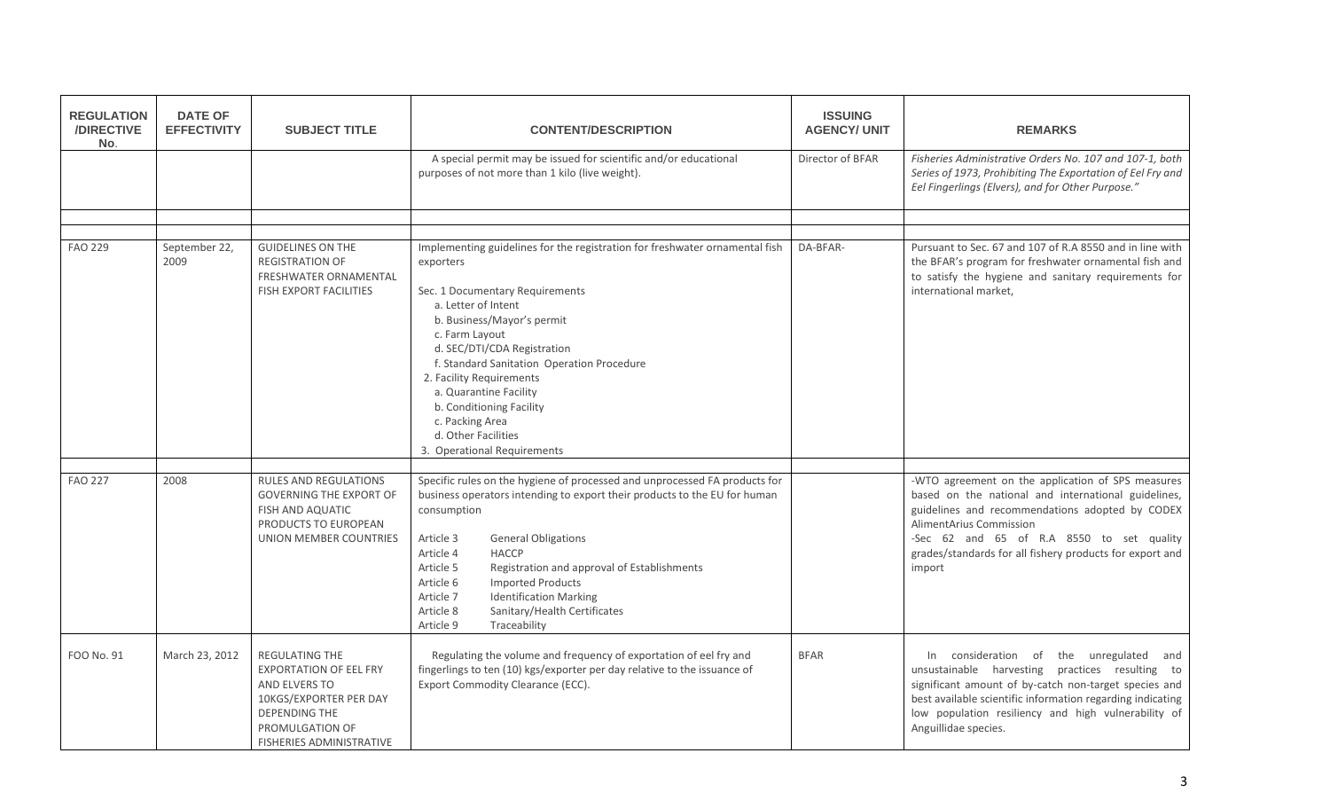| REGULATION /DIRECTIVE No. | DATE OF EFFECTIVITY | SUBJECT TITLE | CONTENT/DESCRIPTION | ISSUING AGENCY/ UNIT | REMARKS |
|---|---|---|---|---|---|
| | | | A special permit may be issued for scientific and/or educational purposes of not more than 1 kilo (live weight). | Director of BFAR | *Fisheries Administrative Orders No. 107 and 107-1, both Series of 1973, Prohibiting The Exportation of Eel Fry and Eel Fingerlings (Elvers), and for Other Purpose."* |
| | | | | | |
| FAO 229 | September 22, 2009 | GUIDELINES ON THE REGISTRATION OF FRESHWATER ORNAMENTAL FISH EXPORT FACILITIES | Implementing guidelines for the registration for freshwater ornamental fish exporters<br><br>Sec. 1 Documentary Requirements<br>a. Letter of Intent<br>b. Business/Mayor's permit<br>c. Farm Layout<br>d. SEC/DTI/CDA Registration<br>f. Standard Sanitation Operation Procedure<br>2. Facility Requirements<br>a. Quarantine Facility<br>b. Conditioning Facility<br>c. Packing Area<br>d. Other Facilities<br>3. Operational Requirements | DA-BFAR- | Pursuant to Sec. 67 and 107 of R.A 8550 and in line with the BFAR's program for freshwater ornamental fish and to satisfy the hygiene and sanitary requirements for international market, |
| | | | | | |
| FAO 227 | 2008 | RULES AND REGULATIONS GOVERNING THE EXPORT OF FISH AND AQUATIC PRODUCTS TO EUROPEAN UNION MEMBER COUNTRIES | Specific rules on the hygiene of processed and unprocessed FA products for business operators intending to export their products to the EU for human consumption<br><br>Article 3 General Obligations<br>Article 4 HACCP<br>Article 5 Registration and approval of Establishments<br>Article 6 Imported Products<br>Article 7 Identification Marking<br>Article 8 Sanitary/Health Certificates<br>Article 9 Traceability | | -WTO agreement on the application of SPS measures based on the national and international guidelines, guidelines and recommendations adopted by CODEX AlimentArius Commission<br>-Sec 62 and 65 of R.A 8550 to set quality grades/standards for all fishery products for export and import |
| FOO No. 91 | March 23, 2012 | REGULATING THE EXPORTATION OF EEL FRY AND ELVERS TO 10KGS/EXPORTER PER DAY DEPENDING THE PROMULGATION OF FISHERIES ADMINISTRATIVE | Regulating the volume and frequency of exportation of eel fry and fingerlings to ten (10) kgs/exporter per day relative to the issuance of Export Commodity Clearance (ECC). | BFAR | In consideration of the unregulated and unsustainable harvesting practices resulting to significant amount of by-catch non-target species and best available scientific information regarding indicating low population resiliency and high vulnerability of Anguillidae species. |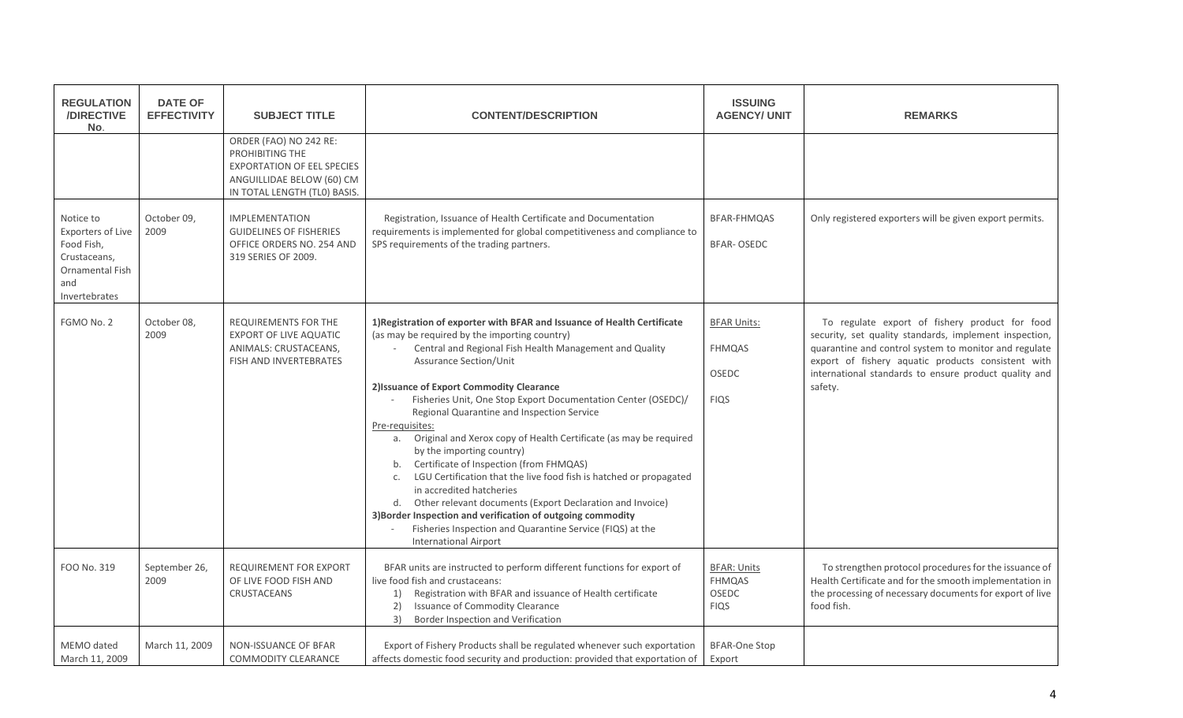| REGULATION /DIRECTIVE No. | DATE OF EFFECTIVITY | SUBJECT TITLE | CONTENT/DESCRIPTION | ISSUING AGENCY/ UNIT | REMARKS |
|---|---|---|---|---|---|
| | | ORDER (FAO) NO 242 RE: PROHIBITING THE EXPORTATION OF EEL SPECIES ANGUILLIDAE BELOW (60) CM IN TOTAL LENGTH (TL0) BASIS. | | | |
| Notice to Exporters of Live Food Fish, Crustaceans, Ornamental Fish and Invertebrates | October 09, 2009 | IMPLEMENTATION GUIDELINES OF FISHERIES OFFICE ORDERS NO. 254 AND 319 SERIES OF 2009. | Registration, Issuance of Health Certificate and Documentation requirements is implemented for global competitiveness and compliance to SPS requirements of the trading partners. | BFAR-FHMQAS<br><br>BFAR- OSEDC | Only registered exporters will be given export permits. |
| FGMO No. 2 | October 08, 2009 | REQUIREMENTS FOR THE EXPORT OF LIVE AQUATIC ANIMALS: CRUSTACEANS, FISH AND INVERTEBRATES | **1)Registration of exporter with BFAR and Issuance of Health Certificate** (as may be required by the importing country)<br>- Central and Regional Fish Health Management and Quality Assurance Section/Unit<br><br>**2)Issuance of Export Commodity Clearance**<br>- Fisheries Unit, One Stop Export Documentation Center (OSEDC)/ Regional Quarantine and Inspection Service<br><br>Pre-requisites:<br>a. Original and Xerox copy of Health Certificate (as may be required by the importing country)<br>b. Certificate of Inspection (from FHMQAS)<br>c. LGU Certification that the live food fish is hatched or propagated in accredited hatcheries<br>d. Other relevant documents (Export Declaration and Invoice)<br>**3)Border Inspection and verification of outgoing commodity**<br>- Fisheries Inspection and Quarantine Service (FIQS) at the International Airport | BFAR Units:<br><br>FHMQAS<br><br>OSEDC<br><br>FIQS | To regulate export of fishery product for food security, set quality standards, implement inspection, quarantine and control system to monitor and regulate export of fishery aquatic products consistent with international standards to ensure product quality and safety. |
| FOO No. 319 | September 26, 2009 | REQUIREMENT FOR EXPORT OF LIVE FOOD FISH AND CRUSTACEANS | BFAR units are instructed to perform different functions for export of live food fish and crustaceans:<br>1) Registration with BFAR and issuance of Health certificate<br>2) Issuance of Commodity Clearance<br>3) Border Inspection and Verification | BFAR: Units<br>FHMQAS<br>OSEDC<br>FIQS | To strengthen protocol procedures for the issuance of Health Certificate and for the smooth implementation in the processing of necessary documents for export of live food fish. |
| MEMO dated March 11, 2009 | March 11, 2009 | NON-ISSUANCE OF BFAR COMMODITY CLEARANCE | Export of Fishery Products shall be regulated whenever such exportation affects domestic food security and production: provided that exportation of | BFAR-One Stop Export | |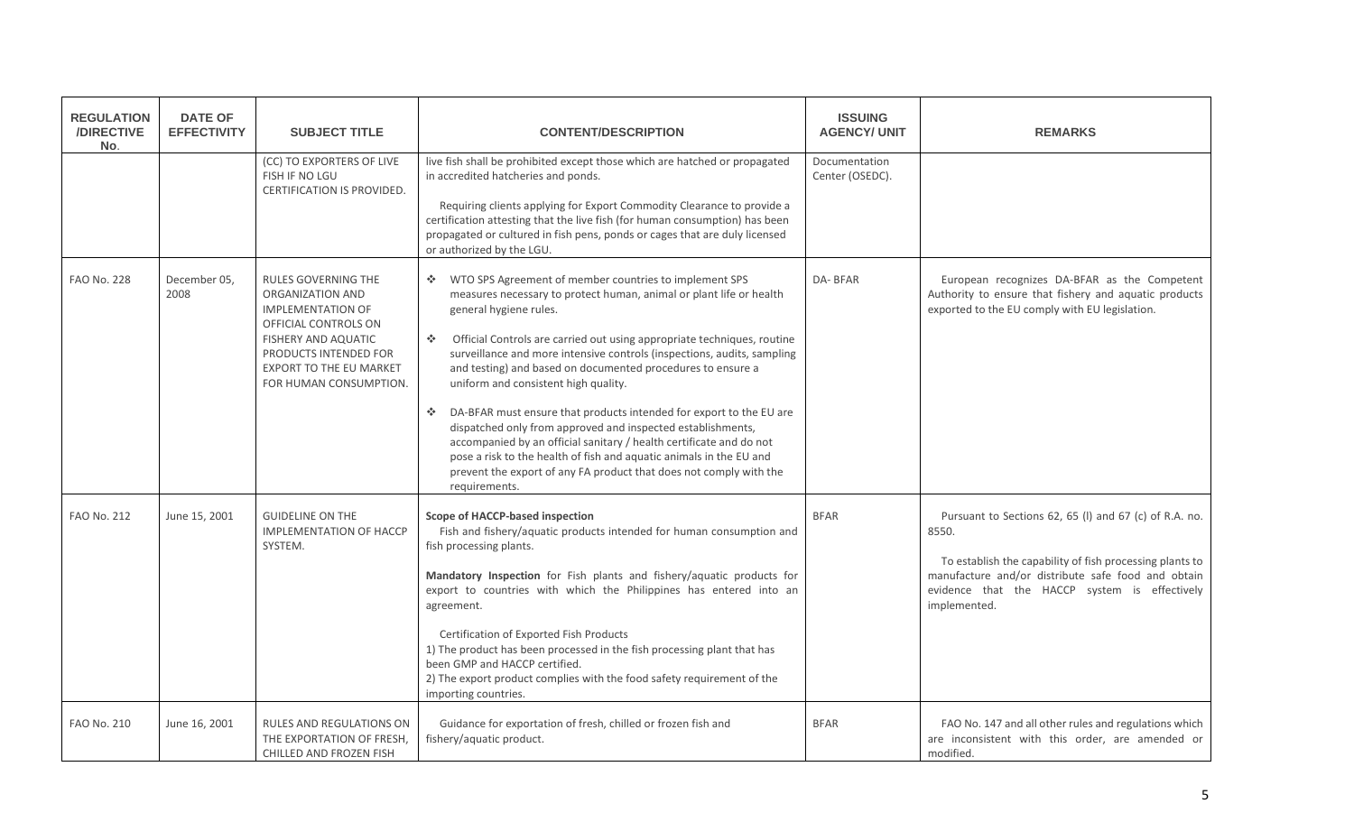| REGULATION /DIRECTIVE No. | DATE OF EFFECTIVITY | SUBJECT TITLE | CONTENT/DESCRIPTION | ISSUING AGENCY/ UNIT | REMARKS |
|---|---|---|---|---|---|
| | | (CC) TO EXPORTERS OF LIVE FISH IF NO LGU CERTIFICATION IS PROVIDED. | live fish shall be prohibited except those which are hatched or propagated in accredited hatcheries and ponds.<br><br>Requiring clients applying for Export Commodity Clearance to provide a certification attesting that the live fish (for human consumption) has been propagated or cultured in fish pens, ponds or cages that are duly licensed or authorized by the LGU. | Documentation Center (OSEDC). | |
| FAO No. 228 | December 05, 2008 | RULES GOVERNING THE ORGANIZATION AND IMPLEMENTATION OF OFFICIAL CONTROLS ON FISHERY AND AQUATIC PRODUCTS INTENDED FOR EXPORT TO THE EU MARKET FOR HUMAN CONSUMPTION. | ❖ WTO SPS Agreement of member countries to implement SPS measures necessary to protect human, animal or plant life or health general hygiene rules.<br><br>❖ Official Controls are carried out using appropriate techniques, routine surveillance and more intensive controls (inspections, audits, sampling and testing) and based on documented procedures to ensure a uniform and consistent high quality.<br><br>❖ DA-BFAR must ensure that products intended for export to the EU are dispatched only from approved and inspected establishments, accompanied by an official sanitary / health certificate and do not pose a risk to the health of fish and aquatic animals in the EU and prevent the export of any FA product that does not comply with the requirements. | DA- BFAR | European recognizes DA-BFAR as the Competent Authority to ensure that fishery and aquatic products exported to the EU comply with EU legislation. |
| FAO No. 212 | June 15, 2001 | GUIDELINE ON THE IMPLEMENTATION OF HACCP SYSTEM. | **Scope of HACCP-based inspection**<br>Fish and fishery/aquatic products intended for human consumption and fish processing plants.<br><br>**Mandatory Inspection** for Fish plants and fishery/aquatic products for export to countries with which the Philippines has entered into an agreement.<br><br>Certification of Exported Fish Products<br>1) The product has been processed in the fish processing plant that has been GMP and HACCP certified.<br>2) The export product complies with the food safety requirement of the importing countries. | BFAR | Pursuant to Sections 62, 65 (l) and 67 (c) of R.A. no. 8550.<br><br>To establish the capability of fish processing plants to manufacture and/or distribute safe food and obtain evidence that the HACCP system is effectively implemented. |
| FAO No. 210 | June 16, 2001 | RULES AND REGULATIONS ON THE EXPORTATION OF FRESH, CHILLED AND FROZEN FISH | Guidance for exportation of fresh, chilled or frozen fish and fishery/aquatic product. | BFAR | FAO No. 147 and all other rules and regulations which are inconsistent with this order, are amended or modified. |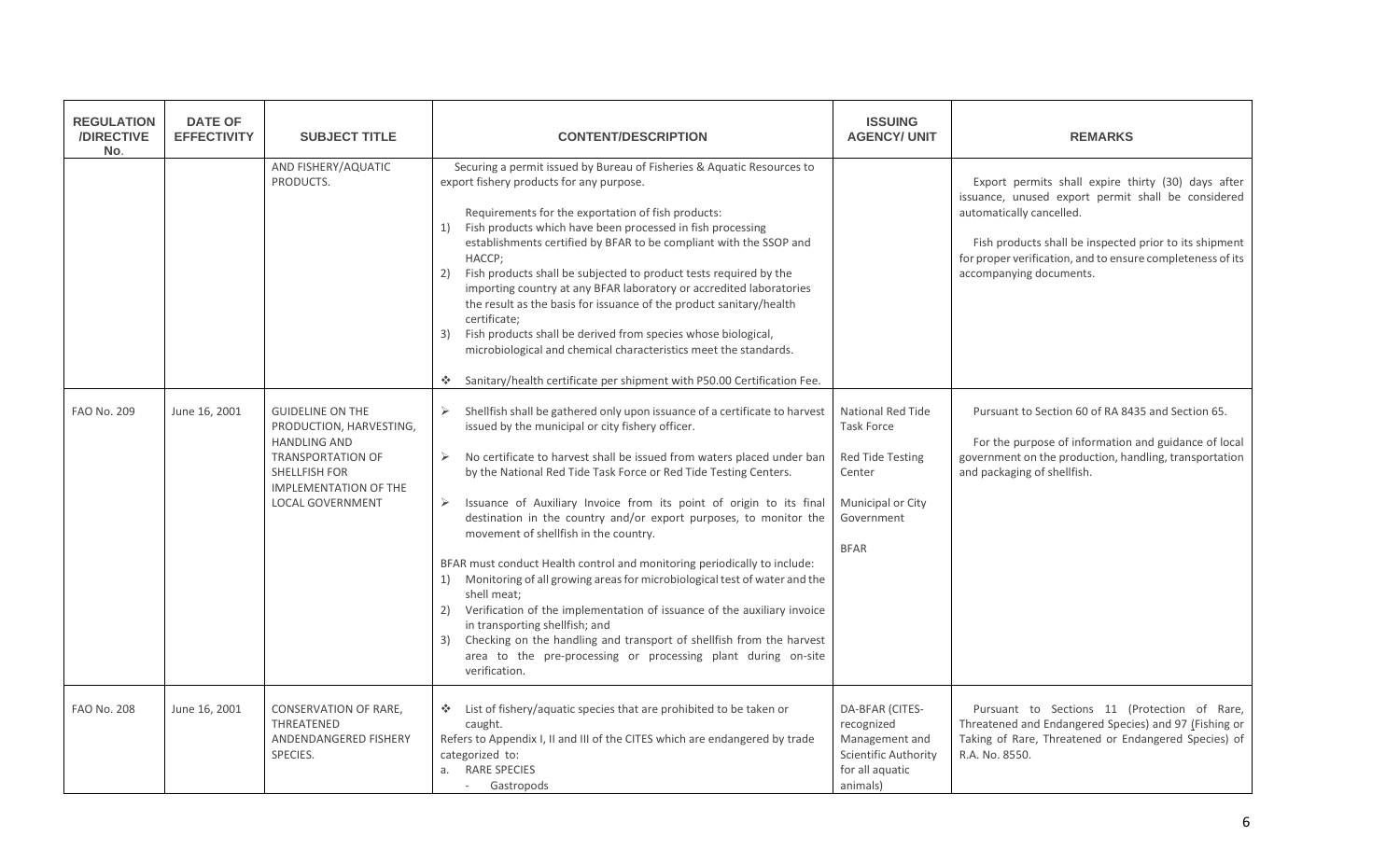| REGULATION /DIRECTIVE No. | DATE OF EFFECTIVITY | SUBJECT TITLE | CONTENT/DESCRIPTION | ISSUING AGENCY/ UNIT | REMARKS |
|---|---|---|---|---|---|
| | | AND FISHERY/AQUATIC PRODUCTS. | Securing a permit issued by Bureau of Fisheries & Aquatic Resources to export fishery products for any purpose.<br><br>Requirements for the exportation of fish products:<br>1) Fish products which have been processed in fish processing establishments certified by BFAR to be compliant with the SSOP and HACCP;<br>2) Fish products shall be subjected to product tests required by the importing country at any BFAR laboratory or accredited laboratories the result as the basis for issuance of the product sanitary/health certificate;<br>3) Fish products shall be derived from species whose biological, microbiological and chemical characteristics meet the standards.<br><br>❖ Sanitary/health certificate per shipment with P50.00 Certification Fee. | | Export permits shall expire thirty (30) days after issuance, unused export permit shall be considered automatically cancelled.<br><br>Fish products shall be inspected prior to its shipment for proper verification, and to ensure completeness of its accompanying documents. |
| FAO No. 209 | June 16, 2001 | GUIDELINE ON THE PRODUCTION, HARVESTING, HANDLING AND TRANSPORTATION OF SHELLFISH FOR IMPLEMENTATION OF THE LOCAL GOVERNMENT | ➢ Shellfish shall be gathered only upon issuance of a certificate to harvest issued by the municipal or city fishery officer.<br><br>➢ No certificate to harvest shall be issued from waters placed under ban by the National Red Tide Task Force or Red Tide Testing Centers.<br><br>➢ Issuance of Auxiliary Invoice from its point of origin to its final destination in the country and/or export purposes, to monitor the movement of shellfish in the country.<br><br>BFAR must conduct Health control and monitoring periodically to include:<br>1) Monitoring of all growing areas for microbiological test of water and the shell meat;<br>2) Verification of the implementation of issuance of the auxiliary invoice in transporting shellfish; and<br>3) Checking on the handling and transport of shellfish from the harvest area to the pre-processing or processing plant during on-site verification. | National Red Tide Task Force<br><br>Red Tide Testing Center<br><br>Municipal or City Government<br><br>BFAR | Pursuant to Section 60 of RA 8435 and Section 65.<br><br>For the purpose of information and guidance of local government on the production, handling, transportation and packaging of shellfish. |
| FAO No. 208 | June 16, 2001 | CONSERVATION OF RARE, THREATENED ANDENDANGERED FISHERY SPECIES. | ❖ List of fishery/aquatic species that are prohibited to be taken or caught.<br>Refers to Appendix I, II and III of the CITES which are endangered by trade categorized to:<br>a. RARE SPECIES<br>- Gastropods | DA-BFAR (CITES-recognized Management and Scientific Authority for all aquatic animals) | Pursuant to Sections 11 (Protection of Rare, Threatened and Endangered Species) and 97 (Fishing or Taking of Rare, Threatened or Endangered Species) of R.A. No. 8550. |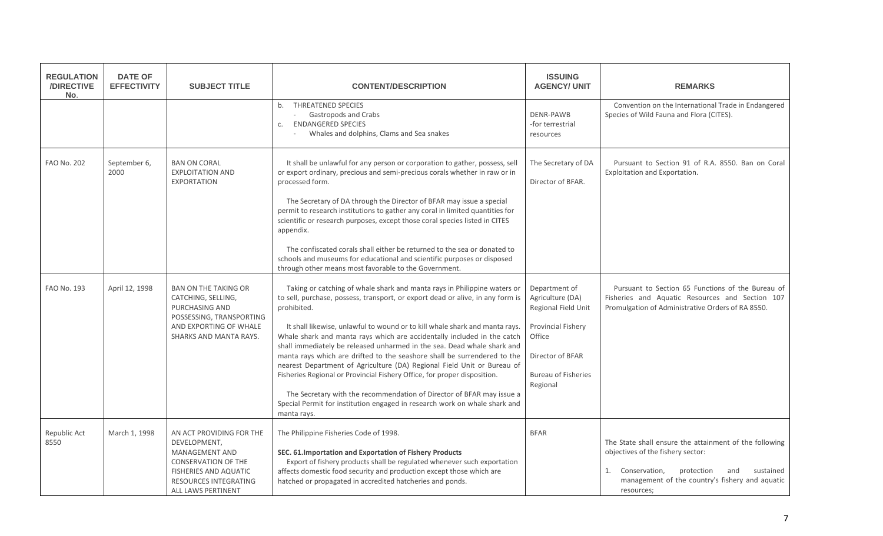| REGULATION /DIRECTIVE No. | DATE OF EFFECTIVITY | SUBJECT TITLE | CONTENT/DESCRIPTION | ISSUING AGENCY/ UNIT | REMARKS |
|---|---|---|---|---|---|
| | | | b. THREATENED SPECIES<br>- Gastropods and Crabs<br>c. ENDANGERED SPECIES<br>- Whales and dolphins, Clams and Sea snakes | DENR-PAWB<br>-for terrestrial resources | Convention on the International Trade in Endangered Species of Wild Fauna and Flora (CITES). |
| FAO No. 202 | September 6, 2000 | BAN ON CORAL EXPLOITATION AND EXPORTATION | It shall be unlawful for any person or corporation to gather, possess, sell or export ordinary, precious and semi-precious corals whether in raw or in processed form.<br><br>The Secretary of DA through the Director of BFAR may issue a special permit to research institutions to gather any coral in limited quantities for scientific or research purposes, except those coral species listed in CITES appendix.<br><br>The confiscated corals shall either be returned to the sea or donated to schools and museums for educational and scientific purposes or disposed through other means most favorable to the Government. | The Secretary of DA<br><br>Director of BFAR. | Pursuant to Section 91 of R.A. 8550. Ban on Coral Exploitation and Exportation. |
| FAO No. 193 | April 12, 1998 | BAN ON THE TAKING OR CATCHING, SELLING, PURCHASING AND POSSESSING, TRANSPORTING AND EXPORTING OF WHALE SHARKS AND MANTA RAYS. | Taking or catching of whale shark and manta rays in Philippine waters or to sell, purchase, possess, transport, or export dead or alive, in any form is prohibited.<br><br>It shall likewise, unlawful to wound or to kill whale shark and manta rays. Whale shark and manta rays which are accidentally included in the catch shall immediately be released unharmed in the sea. Dead whale shark and manta rays which are drifted to the seashore shall be surrendered to the nearest Department of Agriculture (DA) Regional Field Unit or Bureau of Fisheries Regional or Provincial Fishery Office, for proper disposition.<br><br>The Secretary with the recommendation of Director of BFAR may issue a Special Permit for institution engaged in research work on whale shark and manta rays. | Department of Agriculture (DA) Regional Field Unit<br><br>Provincial Fishery Office<br><br>Director of BFAR<br><br>Bureau of Fisheries Regional | Pursuant to Section 65 Functions of the Bureau of Fisheries and Aquatic Resources and Section 107 Promulgation of Administrative Orders of RA 8550. |
| Republic Act 8550 | March 1, 1998 | AN ACT PROVIDING FOR THE DEVELOPMENT, MANAGEMENT AND CONSERVATION OF THE FISHERIES AND AQUATIC RESOURCES INTEGRATING ALL LAWS PERTINENT | The Philippine Fisheries Code of 1998.<br><br>**SEC. 61.Importation and Exportation of Fishery Products**<br>Export of fishery products shall be regulated whenever such exportation affects domestic food security and production except those which are hatched or propagated in accredited hatcheries and ponds. | BFAR | The State shall ensure the attainment of the following objectives of the fishery sector:<br><br>1. Conservation, protection and sustained management of the country's fishery and aquatic resources; |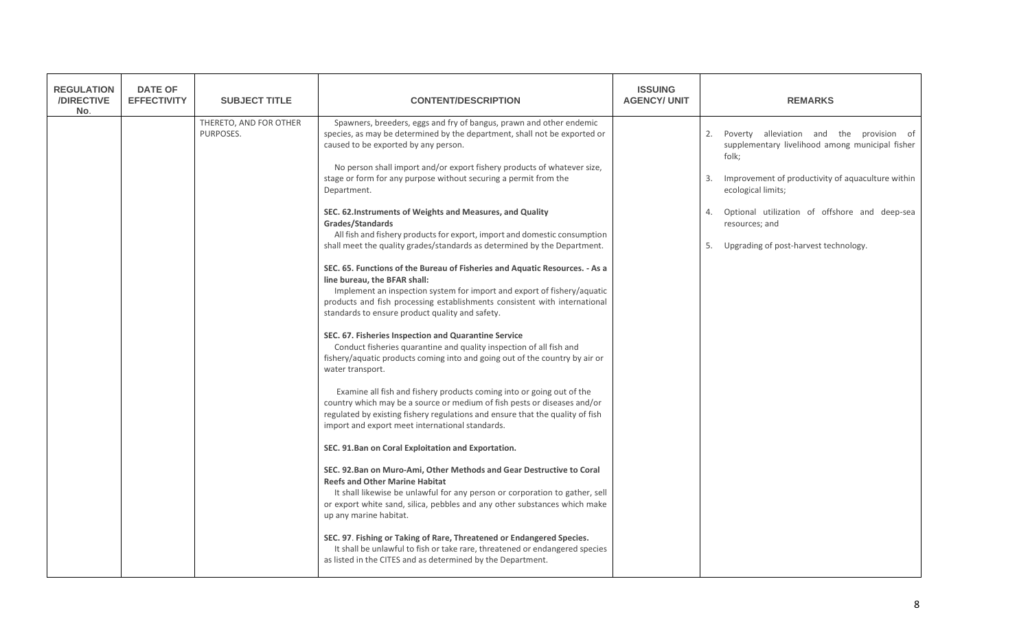| REGULATION /DIRECTIVE No. | DATE OF EFFECTIVITY | SUBJECT TITLE | CONTENT/DESCRIPTION | ISSUING AGENCY/ UNIT | REMARKS |
|---|---|---|---|---|---|
| | | THERETO, AND FOR OTHER PURPOSES. | Spawners, breeders, eggs and fry of bangus, prawn and other endemic species, as may be determined by the department, shall not be exported or caused to be exported by any person.<br><br>No person shall import and/or export fishery products of whatever size, stage or form for any purpose without securing a permit from the Department.<br><br>**SEC. 62.Instruments of Weights and Measures, and Quality Grades/Standards**<br>All fish and fishery products for export, import and domestic consumption shall meet the quality grades/standards as determined by the Department.<br><br>**SEC. 65. Functions of the Bureau of Fisheries and Aquatic Resources. - As a line bureau, the BFAR shall:**<br>Implement an inspection system for import and export of fishery/aquatic products and fish processing establishments consistent with international standards to ensure product quality and safety.<br><br>**SEC. 67. Fisheries Inspection and Quarantine Service**<br>Conduct fisheries quarantine and quality inspection of all fish and fishery/aquatic products coming into and going out of the country by air or water transport.<br><br>Examine all fish and fishery products coming into or going out of the country which may be a source or medium of fish pests or diseases and/or regulated by existing fishery regulations and ensure that the quality of fish import and export meet international standards.<br><br>**SEC. 91.Ban on Coral Exploitation and Exportation.**<br><br>**SEC. 92.Ban on Muro-Ami, Other Methods and Gear Destructive to Coral Reefs and Other Marine Habitat**<br>It shall likewise be unlawful for any person or corporation to gather, sell or export white sand, silica, pebbles and any other substances which make up any marine habitat.<br><br>**SEC. 97. Fishing or Taking of Rare, Threatened or Endangered Species.**<br>It shall be unlawful to fish or take rare, threatened or endangered species as listed in the CITES and as determined by the Department. | | 2. Poverty alleviation and the provision of supplementary livelihood among municipal fisher folk;<br><br>3. Improvement of productivity of aquaculture within ecological limits;<br><br>4. Optional utilization of offshore and deep-sea resources; and<br><br>5. Upgrading of post-harvest technology. |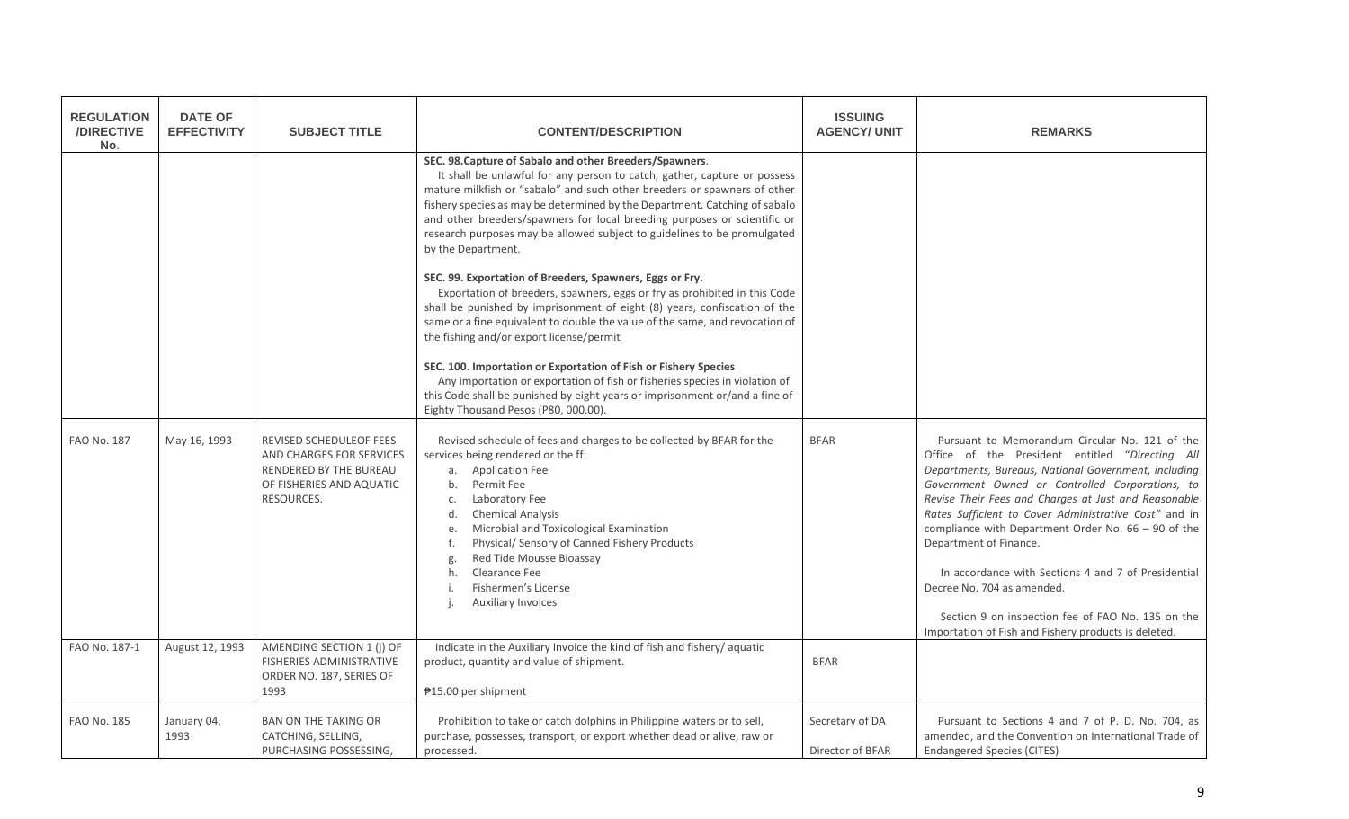| REGULATION /DIRECTIVE No. | DATE OF EFFECTIVITY | SUBJECT TITLE | CONTENT/DESCRIPTION | ISSUING AGENCY/ UNIT | REMARKS |
|---|---|---|---|---|---|
| | | | **SEC. 98.Capture of Sabalo and other Breeders/Spawners**.<br>It shall be unlawful for any person to catch, gather, capture or possess mature milkfish or "sabalo" and such other breeders or spawners of other fishery species as may be determined by the Department. Catching of sabalo and other breeders/spawners for local breeding purposes or scientific or research purposes may be allowed subject to guidelines to be promulgated by the Department.<br><br>**SEC. 99. Exportation of Breeders, Spawners, Eggs or Fry.**<br>Exportation of breeders, spawners, eggs or fry as prohibited in this Code shall be punished by imprisonment of eight (8) years, confiscation of the same or a fine equivalent to double the value of the same, and revocation of the fishing and/or export license/permit<br><br>**SEC. 100**. **Importation or Exportation of Fish or Fishery Species**<br>Any importation or exportation of fish or fisheries species in violation of this Code shall be punished by eight years or imprisonment or/and a fine of Eighty Thousand Pesos (P80, 000.00). | | |
| FAO No. 187 | May 16, 1993 | REVISED SCHEDULEOF FEES AND CHARGES FOR SERVICES RENDERED BY THE BUREAU OF FISHERIES AND AQUATIC RESOURCES. | Revised schedule of fees and charges to be collected by BFAR for the services being rendered or the ff:<br>a. Application Fee<br>b. Permit Fee<br>c. Laboratory Fee<br>d. Chemical Analysis<br>e. Microbial and Toxicological Examination<br>f. Physical/ Sensory of Canned Fishery Products<br>g. Red Tide Mousse Bioassay<br>h. Clearance Fee<br>i. Fishermen's License<br>j. Auxiliary Invoices | BFAR | Pursuant to Memorandum Circular No. 121 of the Office of the President entitled *"Directing All Departments, Bureaus, National Government, including Government Owned or Controlled Corporations, to Revise Their Fees and Charges at Just and Reasonable Rates Sufficient to Cover Administrative Cost"* and in compliance with Department Order No. 66 – 90 of the Department of Finance.<br><br>In accordance with Sections 4 and 7 of Presidential Decree No. 704 as amended.<br><br>Section 9 on inspection fee of FAO No. 135 on the Importation of Fish and Fishery products is deleted. |
| FAO No. 187-1 | August 12, 1993 | AMENDING SECTION 1 (j) OF FISHERIES ADMINISTRATIVE ORDER NO. 187, SERIES OF 1993 | Indicate in the Auxiliary Invoice the kind of fish and fishery/ aquatic product, quantity and value of shipment.<br><br>₱15.00 per shipment | BFAR | |
| FAO No. 185 | January 04, 1993 | BAN ON THE TAKING OR CATCHING, SELLING, PURCHASING POSSESSING, | Prohibition to take or catch dolphins in Philippine waters or to sell, purchase, possesses, transport, or export whether dead or alive, raw or processed. | Secretary of DA<br><br>Director of BFAR | Pursuant to Sections 4 and 7 of P. D. No. 704, as amended, and the Convention on International Trade of Endangered Species (CITES) |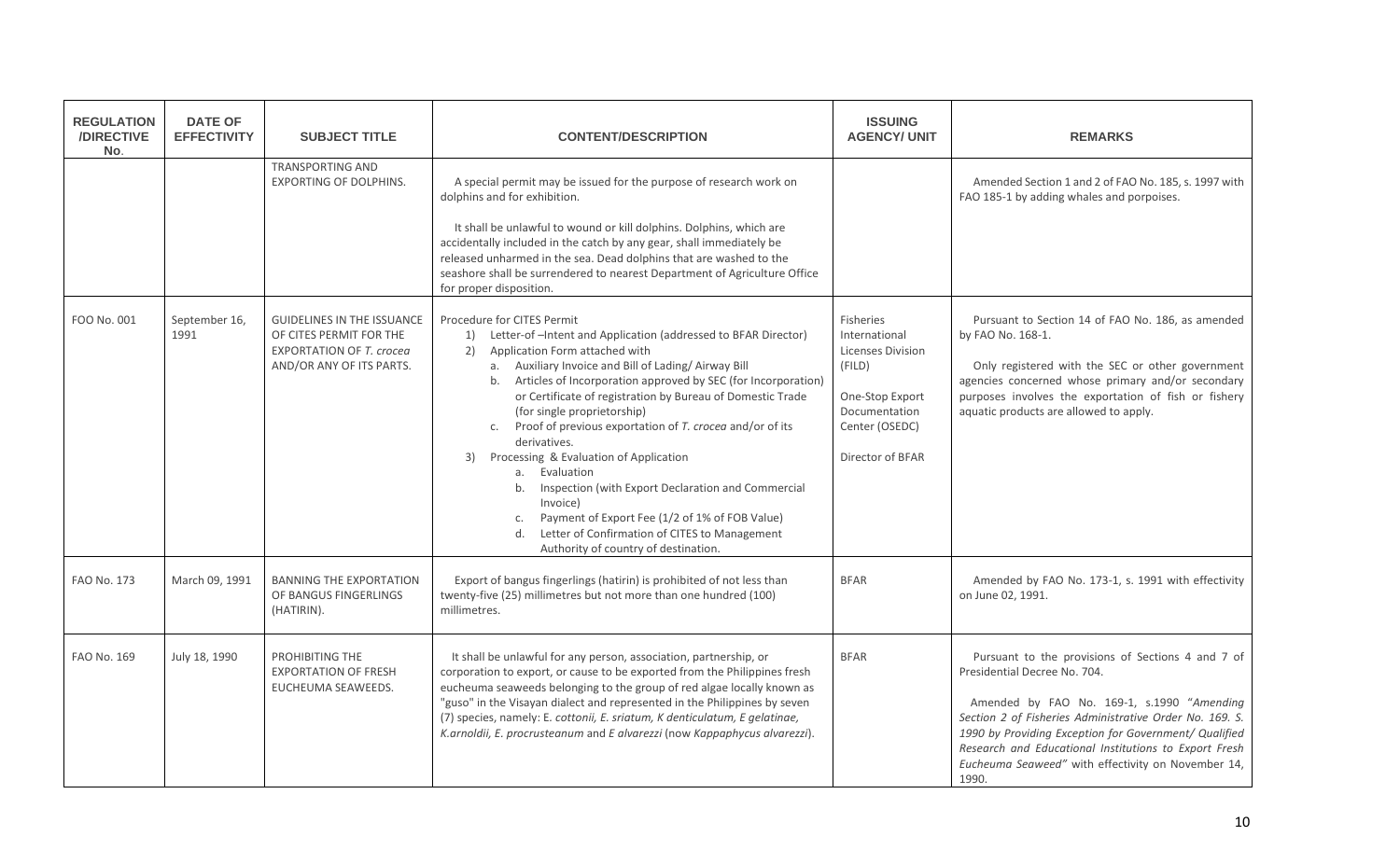| REGULATION /DIRECTIVE No. | DATE OF EFFECTIVITY | SUBJECT TITLE | CONTENT/DESCRIPTION | ISSUING AGENCY/ UNIT | REMARKS |
|---|---|---|---|---|---|
| | | TRANSPORTING AND EXPORTING OF DOLPHINS. | A special permit may be issued for the purpose of research work on dolphins and for exhibition.<br><br>It shall be unlawful to wound or kill dolphins. Dolphins, which are accidentally included in the catch by any gear, shall immediately be released unharmed in the sea. Dead dolphins that are washed to the seashore shall be surrendered to nearest Department of Agriculture Office for proper disposition. | | Amended Section 1 and 2 of FAO No. 185, s. 1997 with FAO 185-1 by adding whales and porpoises. |
| FOO No. 001 | September 16, 1991 | GUIDELINES IN THE ISSUANCE OF CITES PERMIT FOR THE EXPORTATION OF *T. crocea* AND/OR ANY OF ITS PARTS. | Procedure for CITES Permit<br>1) Letter-of –Intent and Application (addressed to BFAR Director)<br>2) Application Form attached with<br>a. Auxiliary Invoice and Bill of Lading/ Airway Bill<br>b. Articles of Incorporation approved by SEC (for Incorporation) or Certificate of registration by Bureau of Domestic Trade (for single proprietorship)<br>c. Proof of previous exportation of *T. crocea* and/or of its derivatives.<br>3) Processing & Evaluation of Application<br>a. Evaluation<br>b. Inspection (with Export Declaration and Commercial Invoice)<br>c. Payment of Export Fee (1/2 of 1% of FOB Value)<br>d. Letter of Confirmation of CITES to Management Authority of country of destination. | Fisheries International Licenses Division (FILD)<br><br>One-Stop Export Documentation Center (OSEDC)<br><br>Director of BFAR | Pursuant to Section 14 of FAO No. 186, as amended by FAO No. 168-1.<br><br>Only registered with the SEC or other government agencies concerned whose primary and/or secondary purposes involves the exportation of fish or fishery aquatic products are allowed to apply. |
| FAO No. 173 | March 09, 1991 | BANNING THE EXPORTATION OF BANGUS FINGERLINGS (HATIRIN). | Export of bangus fingerlings (hatirin) is prohibited of not less than twenty-five (25) millimetres but not more than one hundred (100) millimetres. | BFAR | Amended by FAO No. 173-1, s. 1991 with effectivity on June 02, 1991. |
| FAO No. 169 | July 18, 1990 | PROHIBITING THE EXPORTATION OF FRESH EUCHEUMA SEAWEEDS. | It shall be unlawful for any person, association, partnership, or corporation to export, or cause to be exported from the Philippines fresh eucheuma seaweeds belonging to the group of red algae locally known as "guso" in the Visayan dialect and represented in the Philippines by seven (7) species, namely: E. *cottonii, E. sriatum, K denticulatum, E gelatinae, K.arnoldii, E. procrusteanum* and *E alvarezzi* (now *Kappaphycus alvarezzi*). | BFAR | Pursuant to the provisions of Sections 4 and 7 of Presidential Decree No. 704.<br><br>Amended by FAO No. 169-1, s.1990 *"Amending Section 2 of Fisheries Administrative Order No. 169. S. 1990 by Providing Exception for Government/ Qualified Research and Educational Institutions to Export Fresh Eucheuma Seaweed"* with effectivity on November 14, 1990. |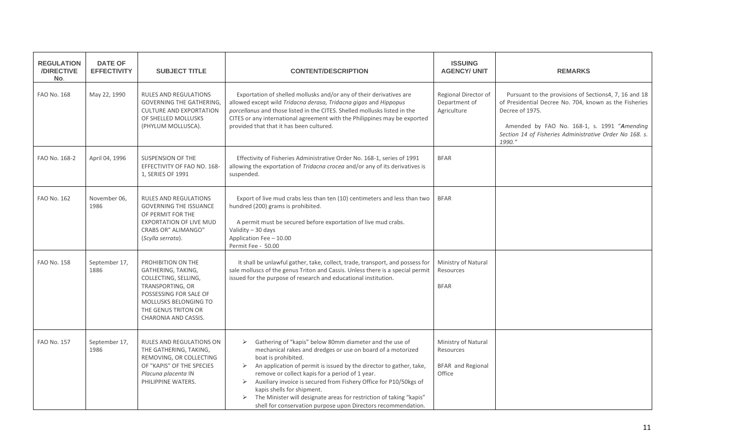| REGULATION /DIRECTIVE No. | DATE OF EFFECTIVITY | SUBJECT TITLE | CONTENT/DESCRIPTION | ISSUING AGENCY/ UNIT | REMARKS |
|---|---|---|---|---|---|
| FAO No. 168 | May 22, 1990 | RULES AND REGULATIONS GOVERNING THE GATHERING, CULTURE AND EXPORTATION OF SHELLED MOLLUSKS (PHYLUM MOLLUSCA). | Exportation of shelled mollusks and/or any of their derivatives are allowed except wild *Tridacna derasa, Tridacna gigas* and *Hippopus porcellanus* and those listed in the CITES. Shelled mollusks listed in the CITES or any international agreement with the Philippines may be exported provided that that it has been cultured. | Regional Director of Department of Agriculture | Pursuant to the provisions of Sections4, 7, 16 and 18 of Presidential Decree No. 704, known as the Fisheries Decree of 1975.<br><br>Amended by FAO No. 168-1, s. 1991 "***A**mending Section 14 of Fisheries Administrative Order No 168. s. 1990.*" |
| FAO No. 168-2 | April 04, 1996 | SUSPENSION OF THE EFFECTIVITY OF FAO NO. 168-1, SERIES OF 1991 | Effectivity of Fisheries Administrative Order No. 168-1, series of 1991 allowing the exportation of *Tridacna crocea* and/or any of its derivatives is suspended. | BFAR | |
| FAO No. 162 | November 06, 1986 | RULES AND REGULATIONS GOVERNING THE ISSUANCE OF PERMIT FOR THE EXPORTATION OF LIVE MUD CRABS OR" ALIMANGO" (*Scylla serrata*). | Export of live mud crabs less than ten (10) centimeters and less than two hundred (200) grams is prohibited.<br><br>A permit must be secured before exportation of live mud crabs.<br>Validity – 30 days<br>Application Fee – 10.00<br>Permit Fee - 50.00 | BFAR | |
| FAO No. 158 | September 17, 1886 | PROHIBITION ON THE GATHERING, TAKING, COLLECTING, SELLING, TRANSPORTING, OR POSSESSING FOR SALE OF MOLLUSKS BELONGING TO THE GENUS TRITON OR CHARONIA AND CASSIS. | It shall be unlawful gather, take, collect, trade, transport, and possess for sale molluscs of the genus Triton and Cassis. Unless there is a special permit issued for the purpose of research and educational institution. | Ministry of Natural Resources<br><br>BFAR | |
| FAO No. 157 | September 17, 1986 | RULES AND REGULATIONS ON THE GATHERING, TAKING, REMOVING, OR COLLECTING OF "KAPIS" OF THE SPECIES *Placuna placenta* IN PHILIPPINE WATERS. | ➢ Gathering of "kapis" below 80mm diameter and the use of mechanical rakes and dredges or use on board of a motorized boat is prohibited.<br>➢ An application of permit is issued by the director to gather, take, remove or collect kapis for a period of 1 year.<br>➢ Auxiliary invoice is secured from Fishery Office for P10/50kgs of kapis shells for shipment.<br>➢ The Minister will designate areas for restriction of taking "kapis" shell for conservation purpose upon Directors recommendation. | Ministry of Natural Resources<br><br>BFAR and Regional Office | |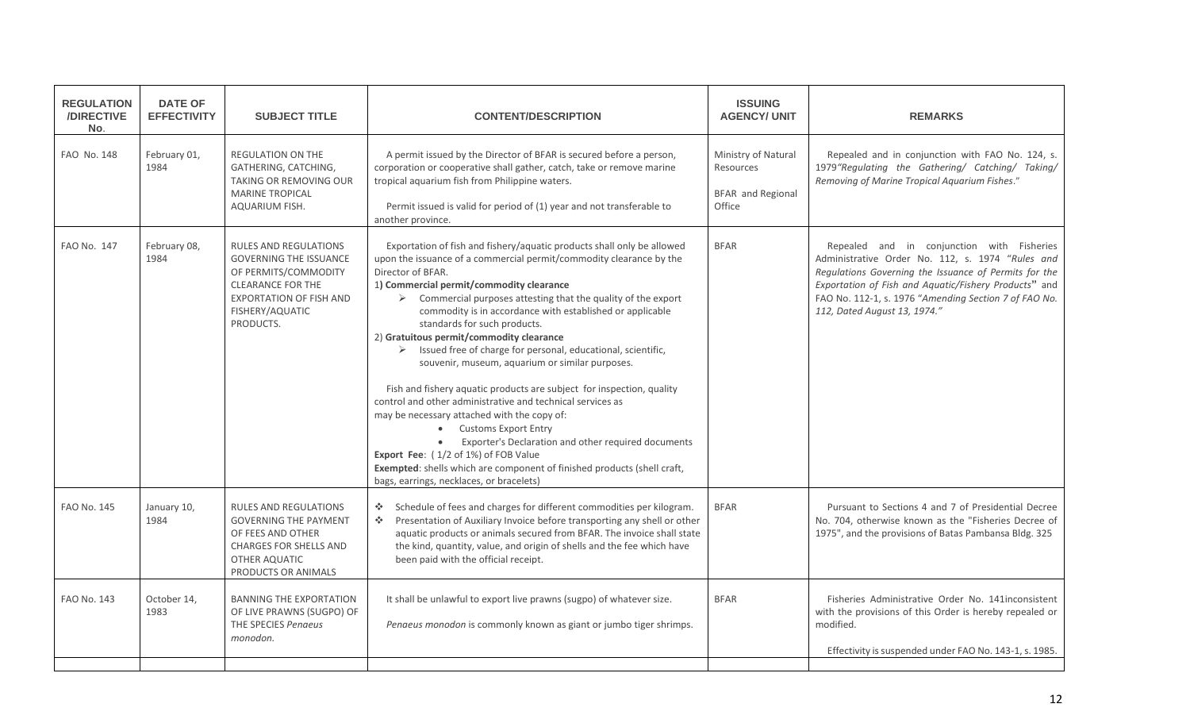| REGULATION /DIRECTIVE No. | DATE OF EFFECTIVITY | SUBJECT TITLE | CONTENT/DESCRIPTION | ISSUING AGENCY/ UNIT | REMARKS |
|---|---|---|---|---|---|
| FAO No. 148 | February 01, 1984 | REGULATION ON THE GATHERING, CATCHING, TAKING OR REMOVING OUR MARINE TROPICAL AQUARIUM FISH. | A permit issued by the Director of BFAR is secured before a person, corporation or cooperative shall gather, catch, take or remove marine tropical aquarium fish from Philippine waters.<br><br>Permit issued is valid for period of (1) year and not transferable to another province. | Ministry of Natural Resources<br><br>BFAR and Regional Office | Repealed and in conjunction with FAO No. 124, s. 1979*"Regulating the Gathering/ Catching/ Taking/ Removing of Marine Tropical Aquarium Fishes*." |
| FAO No. 147 | February 08, 1984 | RULES AND REGULATIONS GOVERNING THE ISSUANCE OF PERMITS/COMMODITY CLEARANCE FOR THE EXPORTATION OF FISH AND FISHERY/AQUATIC PRODUCTS. | Exportation of fish and fishery/aquatic products shall only be allowed upon the issuance of a commercial permit/commodity clearance by the Director of BFAR.<br>1**) Commercial permit/commodity clearance**<br>➢ Commercial purposes attesting that the quality of the export commodity is in accordance with established or applicable standards for such products.<br>2) **Gratuitous permit/commodity clearance**<br>➢ Issued free of charge for personal, educational, scientific, souvenir, museum, aquarium or similar purposes.<br><br>Fish and fishery aquatic products are subject for inspection, quality control and other administrative and technical services as may be necessary attached with the copy of:<br>• Customs Export Entry<br>• Exporter's Declaration and other required documents<br>**Export Fee**: ( 1/2 of 1%) of FOB Value<br>**Exempted**: shells which are component of finished products (shell craft, bags, earrings, necklaces, or bracelets) | BFAR | Repealed and in conjunction with Fisheries Administrative Order No. 112, s. 1974 "*Rules and Regulations Governing the Issuance of Permits for the Exportation of Fish and Aquatic/Fishery Products*" and FAO No. 112-1, s. 1976 "*Amending Section 7 of FAO No. 112, Dated August 13, 1974.*" |
| FAO No. 145 | January 10, 1984 | RULES AND REGULATIONS GOVERNING THE PAYMENT OF FEES AND OTHER CHARGES FOR SHELLS AND OTHER AQUATIC PRODUCTS OR ANIMALS | ❖ Schedule of fees and charges for different commodities per kilogram.<br>❖ Presentation of Auxiliary Invoice before transporting any shell or other aquatic products or animals secured from BFAR. The invoice shall state the kind, quantity, value, and origin of shells and the fee which have been paid with the official receipt. | BFAR | Pursuant to Sections 4 and 7 of Presidential Decree No. 704, otherwise known as the "Fisheries Decree of 1975", and the provisions of Batas Pambansa Bldg. 325 |
| FAO No. 143 | October 14, 1983 | BANNING THE EXPORTATION OF LIVE PRAWNS (SUGPO) OF THE SPECIES *Penaeus monodon.* | It shall be unlawful to export live prawns (sugpo) of whatever size.<br><br>*Penaeus monodon* is commonly known as giant or jumbo tiger shrimps. | BFAR | Fisheries Administrative Order No. 141inconsistent with the provisions of this Order is hereby repealed or modified.<br><br>Effectivity is suspended under FAO No. 143-1, s. 1985. |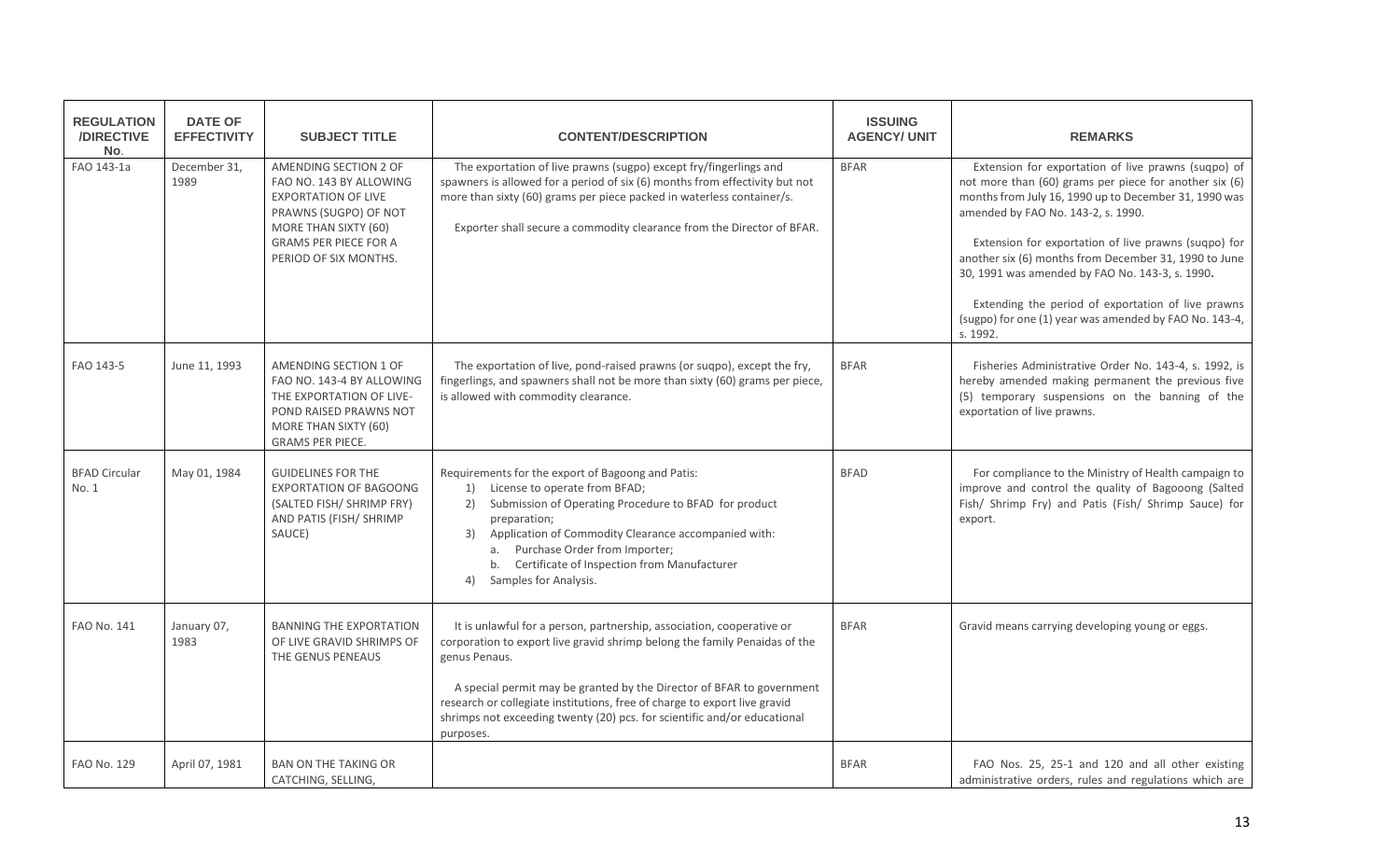| REGULATION /DIRECTIVE No. | DATE OF EFFECTIVITY | SUBJECT TITLE | CONTENT/DESCRIPTION | ISSUING AGENCY/ UNIT | REMARKS |
|---|---|---|---|---|---|
| FAO 143-1a | December 31, 1989 | AMENDING SECTION 2 OF FAO NO. 143 BY ALLOWING EXPORTATION OF LIVE PRAWNS (SUGPO) OF NOT MORE THAN SIXTY (60) GRAMS PER PIECE FOR A PERIOD OF SIX MONTHS. | The exportation of live prawns (sugpo) except fry/fingerlings and spawners is allowed for a period of six (6) months from effectivity but not more than sixty (60) grams per piece packed in waterless container/s.<br><br>Exporter shall secure a commodity clearance from the Director of BFAR. | BFAR | Extension for exportation of live prawns (suqpo) of not more than (60) grams per piece for another six (6) months from July 16, 1990 up to December 31, 1990 was amended by FAO No. 143-2, s. 1990.<br><br>Extension for exportation of live prawns (suqpo) for another six (6) months from December 31, 1990 to June 30, 1991 was amended by FAO No. 143-3, s. 1990.<br><br>Extending the period of exportation of live prawns (sugpo) for one (1) year was amended by FAO No. 143-4, s. 1992. |
| FAO 143-5 | June 11, 1993 | AMENDING SECTION 1 OF FAO NO. 143-4 BY ALLOWING THE EXPORTATION OF LIVE-POND RAISED PRAWNS NOT MORE THAN SIXTY (60) GRAMS PER PIECE. | The exportation of live, pond-raised prawns (or suqpo), except the fry, fingerlings, and spawners shall not be more than sixty (60) grams per piece, is allowed with commodity clearance. | BFAR | Fisheries Administrative Order No. 143-4, s. 1992, is hereby amended making permanent the previous five (5) temporary suspensions on the banning of the exportation of live prawns. |
| BFAD Circular No. 1 | May 01, 1984 | GUIDELINES FOR THE EXPORTATION OF BAGOONG (SALTED FISH/ SHRIMP FRY) AND PATIS (FISH/ SHRIMP SAUCE) | Requirements for the export of Bagoong and Patis:<br>1) License to operate from BFAD;<br>2) Submission of Operating Procedure to BFAD for product preparation;<br>3) Application of Commodity Clearance accompanied with:<br>a. Purchase Order from Importer;<br>b. Certificate of Inspection from Manufacturer<br>4) Samples for Analysis. | BFAD | For compliance to the Ministry of Health campaign to improve and control the quality of Bagooong (Salted Fish/ Shrimp Fry) and Patis (Fish/ Shrimp Sauce) for export. |
| FAO No. 141 | January 07, 1983 | BANNING THE EXPORTATION OF LIVE GRAVID SHRIMPS OF THE GENUS PENEAUS | It is unlawful for a person, partnership, association, cooperative or corporation to export live gravid shrimp belong the family Penaidas of the genus Penaus.<br><br>A special permit may be granted by the Director of BFAR to government research or collegiate institutions, free of charge to export live gravid shrimps not exceeding twenty (20) pcs. for scientific and/or educational purposes. | BFAR | Gravid means carrying developing young or eggs. |
| FAO No. 129 | April 07, 1981 | BAN ON THE TAKING OR CATCHING, SELLING, | | BFAR | FAO Nos. 25, 25-1 and 120 and all other existing administrative orders, rules and regulations which are |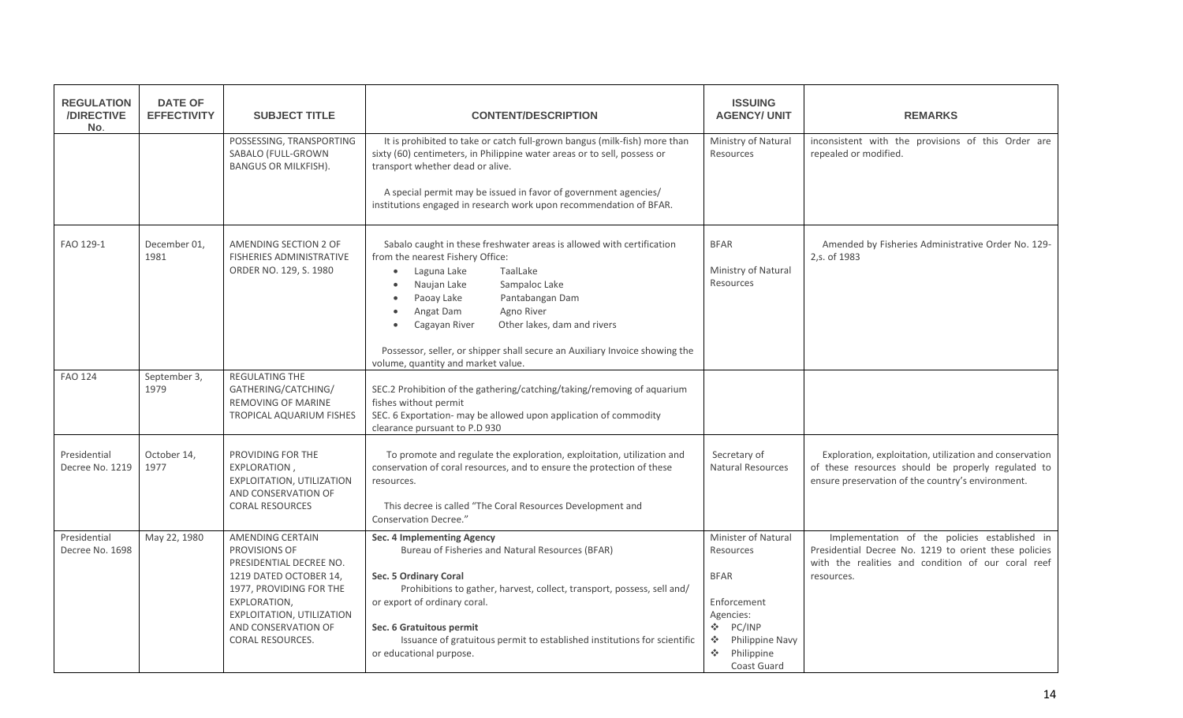| REGULATION /DIRECTIVE No. | DATE OF EFFECTIVITY | SUBJECT TITLE | CONTENT/DESCRIPTION | ISSUING AGENCY/ UNIT | REMARKS |
|---|---|---|---|---|---|
| | | POSSESSING, TRANSPORTING SABALO (FULL-GROWN BANGUS OR MILKFISH). | It is prohibited to take or catch full-grown bangus (milk-fish) more than sixty (60) centimeters, in Philippine water areas or to sell, possess or transport whether dead or alive.<br><br>A special permit may be issued in favor of government agencies/ institutions engaged in research work upon recommendation of BFAR. | Ministry of Natural Resources | inconsistent with the provisions of this Order are repealed or modified. |
| FAO 129-1 | December 01, 1981 | AMENDING SECTION 2 OF FISHERIES ADMINISTRATIVE ORDER NO. 129, S. 1980 | Sabalo caught in these freshwater areas is allowed with certification from the nearest Fishery Office:<br>• Laguna Lake TaalLake<br>• Naujan Lake Sampaloc Lake<br>• Paoay Lake Pantabangan Dam<br>• Angat Dam Agno River<br>• Cagayan River Other lakes, dam and rivers<br><br>Possessor, seller, or shipper shall secure an Auxiliary Invoice showing the volume, quantity and market value. | BFAR<br><br>Ministry of Natural Resources | Amended by Fisheries Administrative Order No. 129-2,s. of 1983 |
| FAO 124 | September 3, 1979 | REGULATING THE GATHERING/CATCHING/ REMOVING OF MARINE TROPICAL AQUARIUM FISHES | SEC.2 Prohibition of the gathering/catching/taking/removing of aquarium fishes without permit<br>SEC. 6 Exportation- may be allowed upon application of commodity clearance pursuant to P.D 930 | | |
| Presidential Decree No. 1219 | October 14, 1977 | PROVIDING FOR THE EXPLORATION , EXPLOITATION, UTILIZATION AND CONSERVATION OF CORAL RESOURCES | To promote and regulate the exploration, exploitation, utilization and conservation of coral resources, and to ensure the protection of these resources.<br><br>This decree is called "The Coral Resources Development and Conservation Decree." | Secretary of Natural Resources | Exploration, exploitation, utilization and conservation of these resources should be properly regulated to ensure preservation of the country's environment. |
| Presidential Decree No. 1698 | May 22, 1980 | AMENDING CERTAIN PROVISIONS OF PRESIDENTIAL DECREE NO. 1219 DATED OCTOBER 14, 1977, PROVIDING FOR THE EXPLORATION, EXPLOITATION, UTILIZATION AND CONSERVATION OF CORAL RESOURCES. | **Sec. 4 Implementing Agency**<br>Bureau of Fisheries and Natural Resources (BFAR)<br><br>**Sec. 5 Ordinary Coral**<br>Prohibitions to gather, harvest, collect, transport, possess, sell and/ or export of ordinary coral.<br><br>**Sec. 6 Gratuitous permit**<br>Issuance of gratuitous permit to established institutions for scientific or educational purpose. | Minister of Natural Resources<br><br>BFAR<br><br>Enforcement Agencies:<br>❖ PC/INP<br>❖ Philippine Navy<br>❖ Philippine Coast Guard | Implementation of the policies established in Presidential Decree No. 1219 to orient these policies with the realities and condition of our coral reef resources. |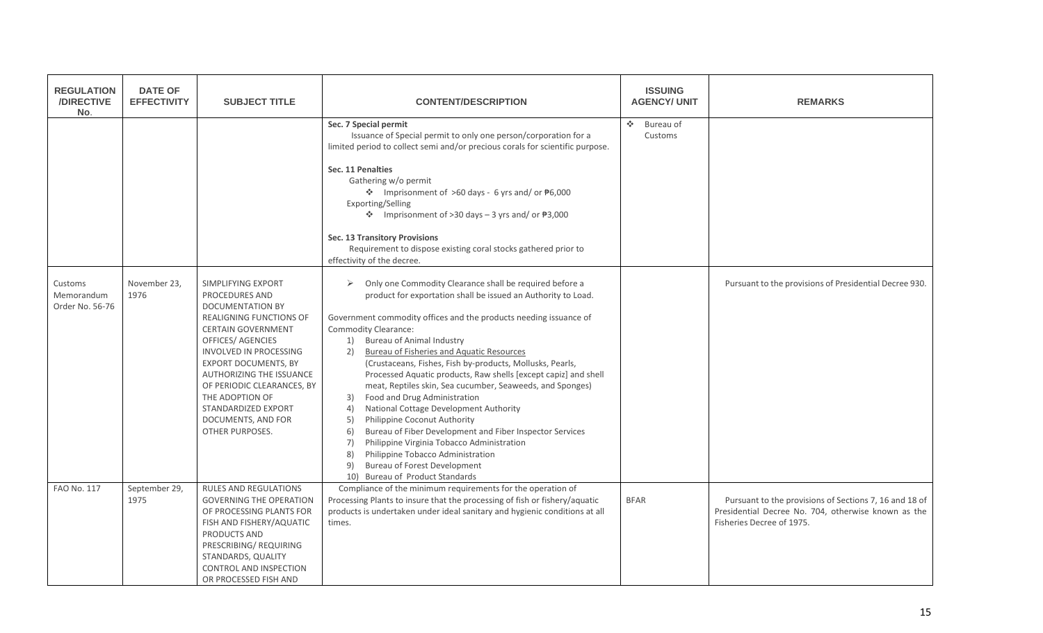| REGULATION /DIRECTIVE No. | DATE OF EFFECTIVITY | SUBJECT TITLE | CONTENT/DESCRIPTION | ISSUING AGENCY/ UNIT | REMARKS |
|---|---|---|---|---|---|
| | | | **Sec. 7 Special permit**<br>Issuance of Special permit to only one person/corporation for a limited period to collect semi and/or precious corals for scientific purpose.<br><br>**Sec. 11 Penalties**<br>Gathering w/o permit<br>❖ Imprisonment of >60 days - 6 yrs and/ or ₱6,000<br>Exporting/Selling<br>❖ Imprisonment of >30 days – 3 yrs and/ or ₱3,000<br><br>**Sec. 13 Transitory Provisions**<br>Requirement to dispose existing coral stocks gathered prior to effectivity of the decree. | ❖ Bureau of Customs | |
| Customs Memorandum Order No. 56-76 | November 23, 1976 | SIMPLIFYING EXPORT PROCEDURES AND DOCUMENTATION BY REALIGNING FUNCTIONS OF CERTAIN GOVERNMENT OFFICES/ AGENCIES INVOLVED IN PROCESSING EXPORT DOCUMENTS, BY AUTHORIZING THE ISSUANCE OF PERIODIC CLEARANCES, BY THE ADOPTION OF STANDARDIZED EXPORT DOCUMENTS, AND FOR OTHER PURPOSES. | ➢ Only one Commodity Clearance shall be required before a product for exportation shall be issued an Authority to Load.<br><br>Government commodity offices and the products needing issuance of Commodity Clearance:<br>1) Bureau of Animal Industry<br>2) Bureau of Fisheries and Aquatic Resources (Crustaceans, Fishes, Fish by-products, Mollusks, Pearls, Processed Aquatic products, Raw shells [except capiz] and shell meat, Reptiles skin, Sea cucumber, Seaweeds, and Sponges)<br>3) Food and Drug Administration<br>4) National Cottage Development Authority<br>5) Philippine Coconut Authority<br>6) Bureau of Fiber Development and Fiber Inspector Services<br>7) Philippine Virginia Tobacco Administration<br>8) Philippine Tobacco Administration<br>9) Bureau of Forest Development<br>10) Bureau of Product Standards | | Pursuant to the provisions of Presidential Decree 930. |
| FAO No. 117 | September 29, 1975 | RULES AND REGULATIONS GOVERNING THE OPERATION OF PROCESSING PLANTS FOR FISH AND FISHERY/AQUATIC PRODUCTS AND PRESCRIBING/ REQUIRING STANDARDS, QUALITY CONTROL AND INSPECTION OR PROCESSED FISH AND | Compliance of the minimum requirements for the operation of Processing Plants to insure that the processing of fish or fishery/aquatic products is undertaken under ideal sanitary and hygienic conditions at all times. | BFAR | Pursuant to the provisions of Sections 7, 16 and 18 of Presidential Decree No. 704, otherwise known as the Fisheries Decree of 1975. |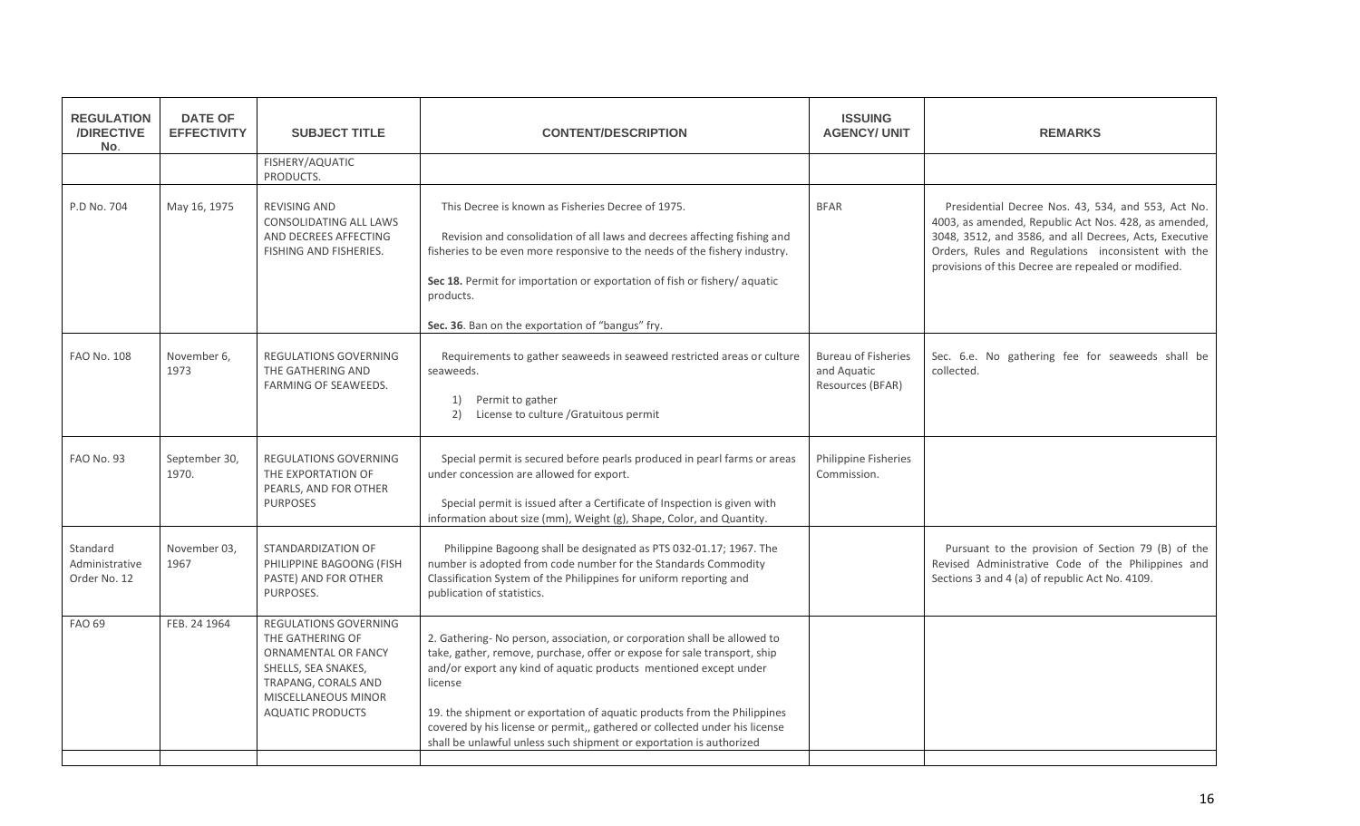| REGULATION /DIRECTIVE No. | DATE OF EFFECTIVITY | SUBJECT TITLE | CONTENT/DESCRIPTION | ISSUING AGENCY/ UNIT | REMARKS |
|---|---|---|---|---|---|
| | | FISHERY/AQUATIC PRODUCTS. | | | |
| P.D No. 704 | May 16, 1975 | REVISING AND CONSOLIDATING ALL LAWS AND DECREES AFFECTING FISHING AND FISHERIES. | This Decree is known as Fisheries Decree of 1975.<br><br>Revision and consolidation of all laws and decrees affecting fishing and fisheries to be even more responsive to the needs of the fishery industry.<br><br>**Sec 18.** Permit for importation or exportation of fish or fishery/ aquatic products.<br><br>**Sec. 36**. Ban on the exportation of "bangus" fry. | BFAR | Presidential Decree Nos. 43, 534, and 553, Act No. 4003, as amended, Republic Act Nos. 428, as amended, 3048, 3512, and 3586, and all Decrees, Acts, Executive Orders, Rules and Regulations inconsistent with the provisions of this Decree are repealed or modified. |
| FAO No. 108 | November 6, 1973 | REGULATIONS GOVERNING THE GATHERING AND FARMING OF SEAWEEDS. | Requirements to gather seaweeds in seaweed restricted areas or culture seaweeds.<br>1) Permit to gather<br>2) License to culture /Gratuitous permit | Bureau of Fisheries and Aquatic Resources (BFAR) | Sec. 6.e. No gathering fee for seaweeds shall be collected. |
| FAO No. 93 | September 30, 1970. | REGULATIONS GOVERNING THE EXPORTATION OF PEARLS, AND FOR OTHER PURPOSES | Special permit is secured before pearls produced in pearl farms or areas under concession are allowed for export.<br><br>Special permit is issued after a Certificate of Inspection is given with information about size (mm), Weight (g), Shape, Color, and Quantity. | Philippine Fisheries Commission. | |
| Standard Administrative Order No. 12 | November 03, 1967 | STANDARDIZATION OF PHILIPPINE BAGOONG (FISH PASTE) AND FOR OTHER PURPOSES. | Philippine Bagoong shall be designated as PTS 032-01.17; 1967. The number is adopted from code number for the Standards Commodity Classification System of the Philippines for uniform reporting and publication of statistics. | | Pursuant to the provision of Section 79 (B) of the Revised Administrative Code of the Philippines and Sections 3 and 4 (a) of republic Act No. 4109. |
| FAO 69 | FEB. 24 1964 | REGULATIONS GOVERNING THE GATHERING OF ORNAMENTAL OR FANCY SHELLS, SEA SNAKES, TRAPANG, CORALS AND MISCELLANEOUS MINOR AQUATIC PRODUCTS | 2. Gathering- No person, association, or corporation shall be allowed to take, gather, remove, purchase, offer or expose for sale transport, ship and/or export any kind of aquatic products mentioned except under license<br><br>19. the shipment or exportation of aquatic products from the Philippines covered by his license or permit,, gathered or collected under his license shall be unlawful unless such shipment or exportation is authorized | | |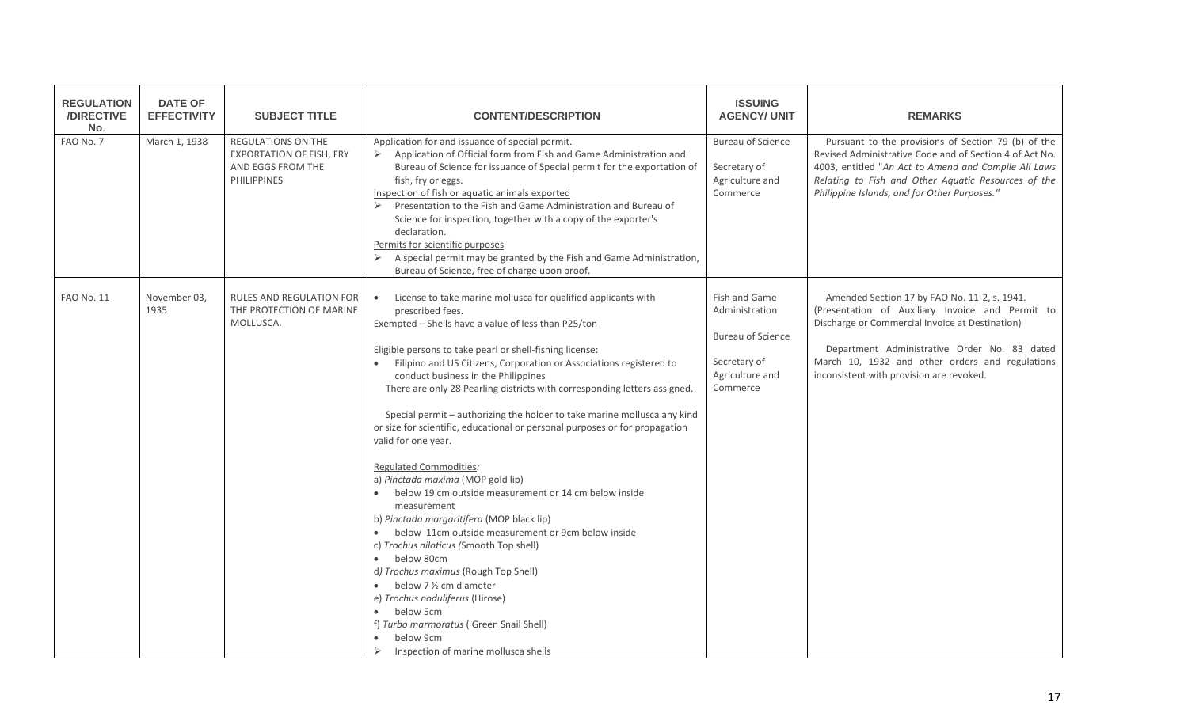| REGULATION /DIRECTIVE No. | DATE OF EFFECTIVITY | SUBJECT TITLE | CONTENT/DESCRIPTION | ISSUING AGENCY/ UNIT | REMARKS |
|---|---|---|---|---|---|
| FAO No. 7 | March 1, 1938 | REGULATIONS ON THE EXPORTATION OF FISH, FRY AND EGGS FROM THE PHILIPPINES | Application for and issuance of special permit.<br>➢ Application of Official form from Fish and Game Administration and Bureau of Science for issuance of Special permit for the exportation of fish, fry or eggs.<br>Inspection of fish or aquatic animals exported<br>➢ Presentation to the Fish and Game Administration and Bureau of Science for inspection, together with a copy of the exporter's declaration.<br>Permits for scientific purposes<br>➢ A special permit may be granted by the Fish and Game Administration, Bureau of Science, free of charge upon proof. | Bureau of Science<br><br>Secretary of Agriculture and Commerce | Pursuant to the provisions of Section 79 (b) of the Revised Administrative Code and of Section 4 of Act No. 4003, entitled "*An Act to Amend and Compile All Laws Relating to Fish and Other Aquatic Resources of the Philippine Islands, and for Other Purposes.*" |
| FAO No. 11 | November 03, 1935 | RULES AND REGULATION FOR THE PROTECTION OF MARINE MOLLUSCA. | • License to take marine mollusca for qualified applicants with prescribed fees.<br>Exempted – Shells have a value of less than P25/ton<br><br>Eligible persons to take pearl or shell-fishing license:<br>• Filipino and US Citizens, Corporation or Associations registered to conduct business in the Philippines<br>There are only 28 Pearling districts with corresponding letters assigned.<br><br>Special permit – authorizing the holder to take marine mollusca any kind or size for scientific, educational or personal purposes or for propagation valid for one year.<br><br>Regulated Commodities:<br>a) *Pinctada maxima* (MOP gold lip)<br>• below 19 cm outside measurement or 14 cm below inside measurement<br>b) *Pinctada margaritifera* (MOP black lip)<br>• below 11cm outside measurement or 9cm below inside<br>c) *Trochus niloticus (*Smooth Top shell)<br>• below 80cm<br>d*)* *Trochus maximus* (Rough Top Shell)<br>• below 7 ½ cm diameter<br>e) *Trochus noduliferus* (Hirose)<br>• below 5cm<br>f) *Turbo marmoratus* ( Green Snail Shell)<br>• below 9cm<br>➢ Inspection of marine mollusca shells | Fish and Game Administration<br><br>Bureau of Science<br><br>Secretary of Agriculture and Commerce | Amended Section 17 by FAO No. 11-2, s. 1941. (Presentation of Auxiliary Invoice and Permit to Discharge or Commercial Invoice at Destination)<br><br>Department Administrative Order No. 83 dated March 10, 1932 and other orders and regulations inconsistent with provision are revoked. |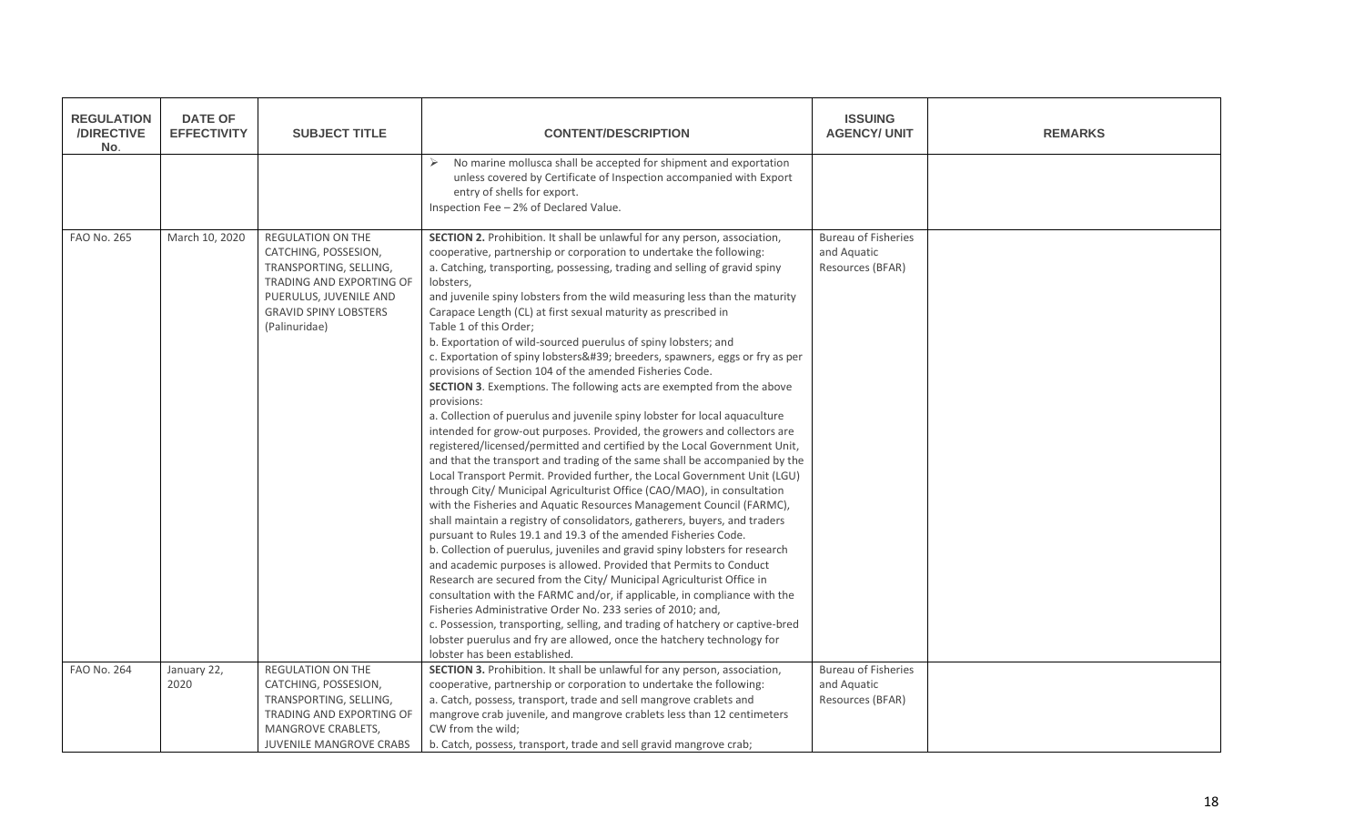| REGULATION /DIRECTIVE No. | DATE OF EFFECTIVITY | SUBJECT TITLE | CONTENT/DESCRIPTION | ISSUING AGENCY/ UNIT | REMARKS |
|---|---|---|---|---|---|
| | | | ➢ No marine mollusca shall be accepted for shipment and exportation unless covered by Certificate of Inspection accompanied with Export entry of shells for export.<br>Inspection Fee – 2% of Declared Value. | | |
| FAO No. 265 | March 10, 2020 | REGULATION ON THE CATCHING, POSSESION, TRANSPORTING, SELLING, TRADING AND EXPORTING OF PUERULUS, JUVENILE AND GRAVID SPINY LOBSTERS (Palinuridae) | **SECTION 2.** Prohibition. It shall be unlawful for any person, association, cooperative, partnership or corporation to undertake the following:<br>a. Catching, transporting, possessing, trading and selling of gravid spiny lobsters,<br>and juvenile spiny lobsters from the wild measuring less than the maturity Carapace Length (CL) at first sexual maturity as prescribed in Table 1 of this Order;<br>b. Exportation of wild-sourced puerulus of spiny lobsters; and<br>c. Exportation of spiny lobsters&#39; breeders, spawners, eggs or fry as per provisions of Section 104 of the amended Fisheries Code.<br>**SECTION 3**. Exemptions. The following acts are exempted from the above provisions:<br>a. Collection of puerulus and juvenile spiny lobster for local aquaculture intended for grow-out purposes. Provided, the growers and collectors are registered/licensed/permitted and certified by the Local Government Unit, and that the transport and trading of the same shall be accompanied by the Local Transport Permit. Provided further, the Local Government Unit (LGU) through City/ Municipal Agriculturist Office (CAO/MAO), in consultation with the Fisheries and Aquatic Resources Management Council (FARMC), shall maintain a registry of consolidators, gatherers, buyers, and traders pursuant to Rules 19.1 and 19.3 of the amended Fisheries Code.<br>b. Collection of puerulus, juveniles and gravid spiny lobsters for research and academic purposes is allowed. Provided that Permits to Conduct Research are secured from the City/ Municipal Agriculturist Office in consultation with the FARMC and/or, if applicable, in compliance with the Fisheries Administrative Order No. 233 series of 2010; and,<br>c. Possession, transporting, selling, and trading of hatchery or captive-bred lobster puerulus and fry are allowed, once the hatchery technology for lobster has been established. | Bureau of Fisheries and Aquatic Resources (BFAR) | |
| FAO No. 264 | January 22, 2020 | REGULATION ON THE CATCHING, POSSESION, TRANSPORTING, SELLING, TRADING AND EXPORTING OF MANGROVE CRABLETS, JUVENILE MANGROVE CRABS | **SECTION 3.** Prohibition. It shall be unlawful for any person, association, cooperative, partnership or corporation to undertake the following:<br>a. Catch, possess, transport, trade and sell mangrove crablets and mangrove crab juvenile, and mangrove crablets less than 12 centimeters CW from the wild;<br>b. Catch, possess, transport, trade and sell gravid mangrove crab; | Bureau of Fisheries and Aquatic Resources (BFAR) | |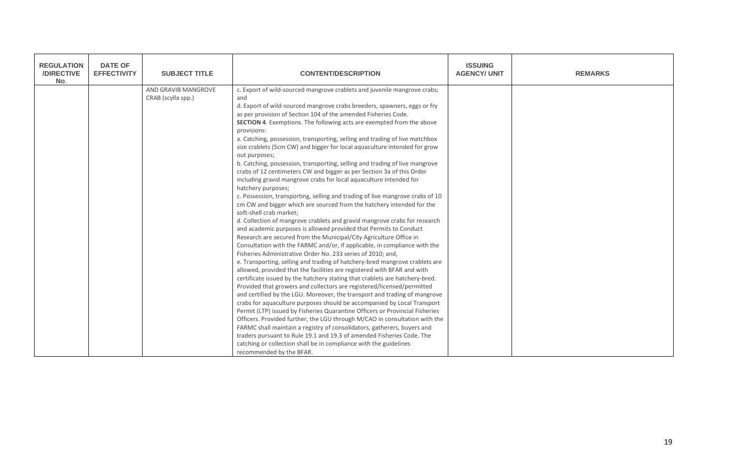| REGULATION /DIRECTIVE No. | DATE OF EFFECTIVITY | SUBJECT TITLE | CONTENT/DESCRIPTION | ISSUING AGENCY/ UNIT | REMARKS |
|---|---|---|---|---|---|
| | | AND GRAVIB MANGROVE CRAB (scylla spp.) | c. Export of wild-sourced mangrove crablets and juvenile mangrove crabs; and<br>d. Export of wild-sourced mangrove crabs breeders, spawners, eggs or fry as per provision of Section 104 of the amended Fisheries Code.<br>**SECTION 4**. Exemptions. The following acts are exempted from the above provisions:<br>a. Catching, possession, transporting, selling and trading of live matchbox size crablets (5cm CW) and bigger for local aquaculture intended for grow out purposes;<br>b. Catching, possession, transporting, selling and trading of live mangrove crabs of 12 centimeters CW and bigger as per Section 3a of this Order including gravid mangrove crabs for local aquaculture intended for hatchery purposes;<br>c. Possession, transporting, selling and trading of live mangrove crabs of 10 cm CW and bigger which are sourced from the hatchery intended for the soft-shell crab market;<br>d. Collection of mangrove crablets and gravid mangrove crabs for research and academic purposes is allowed provided that Permits to Conduct Research are secured from the Municipal/City Agriculture Office in Consultation with the FARMC and/or, if applicable, in compliance with the Fisheries Administrative Order No. 233 series of 2010; and,<br>e. Transporting, selling and trading of hatchery-bred mangrove crablets are allowed, provided that the facilities are registered with BFAR and with certificate issued by the hatchery stating that crablets are hatchery-bred. Provided that growers and collectors are registered/licensed/permitted and certified by the LGU. Moreover, the transport and trading of mangrove crabs for aquaculture purposes should be accompanied by Local Transport Permit (LTP) issued by Fisheries Quarantine Officers or Provincial Fisheries Officers. Provided further, the LGU through M/CAO in consultation with the FARMC shall maintain a registry of consolidators, gatherers, buyers and traders pursuant to Rule 19.1 and 19.3 of amended Fisheries Code. The catching or collection shall be in compliance with the guidelines recommended by the BFAR. | | |